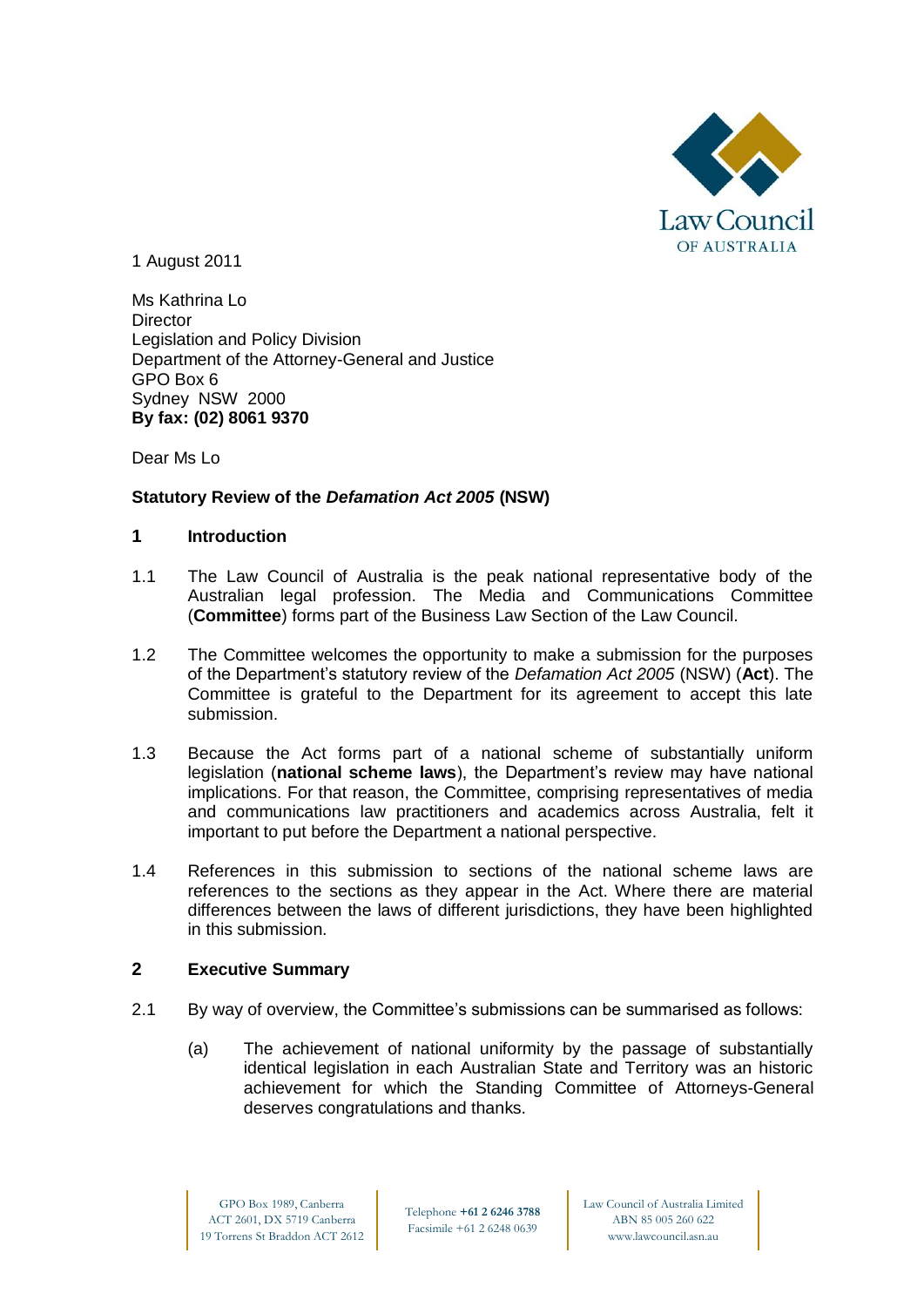Law Council OF AUSTRALIA

1 August 2011

Ms Kathrina Lo
Director
Legislation and Policy Division
Department of the Attorney-General and Justice
GPO Box 6
Sydney NSW 2000
**By fax: (02) 8061 9370**

Dear Ms Lo

**Statutory Review of the *Defamation Act 2005* (NSW)**

## 1 Introduction

1.1 The Law Council of Australia is the peak national representative body of the Australian legal profession. The Media and Communications Committee (**Committee**) forms part of the Business Law Section of the Law Council.

1.2 The Committee welcomes the opportunity to make a submission for the purposes of the Department's statutory review of the *Defamation Act 2005* (NSW) (**Act**). The Committee is grateful to the Department for its agreement to accept this late submission.

1.3 Because the Act forms part of a national scheme of substantially uniform legislation (**national scheme laws**), the Department's review may have national implications. For that reason, the Committee, comprising representatives of media and communications law practitioners and academics across Australia, felt it important to put before the Department a national perspective.

1.4 References in this submission to sections of the national scheme laws are references to the sections as they appear in the Act. Where there are material differences between the laws of different jurisdictions, they have been highlighted in this submission.

## 2 Executive Summary

2.1 By way of overview, the Committee's submissions can be summarised as follows:

(a) The achievement of national uniformity by the passage of substantially identical legislation in each Australian State and Territory was an historic achievement for which the Standing Committee of Attorneys-General deserves congratulations and thanks.

GPO Box 1989, Canberra ACT 2601, DX 5719 Canberra 19 Torrens St Braddon ACT 2612 | Telephone **+61 2 6246 3788** Facsimile +61 2 6248 0639 | Law Council of Australia Limited ABN 85 005 260 622 www.lawcouncil.asn.au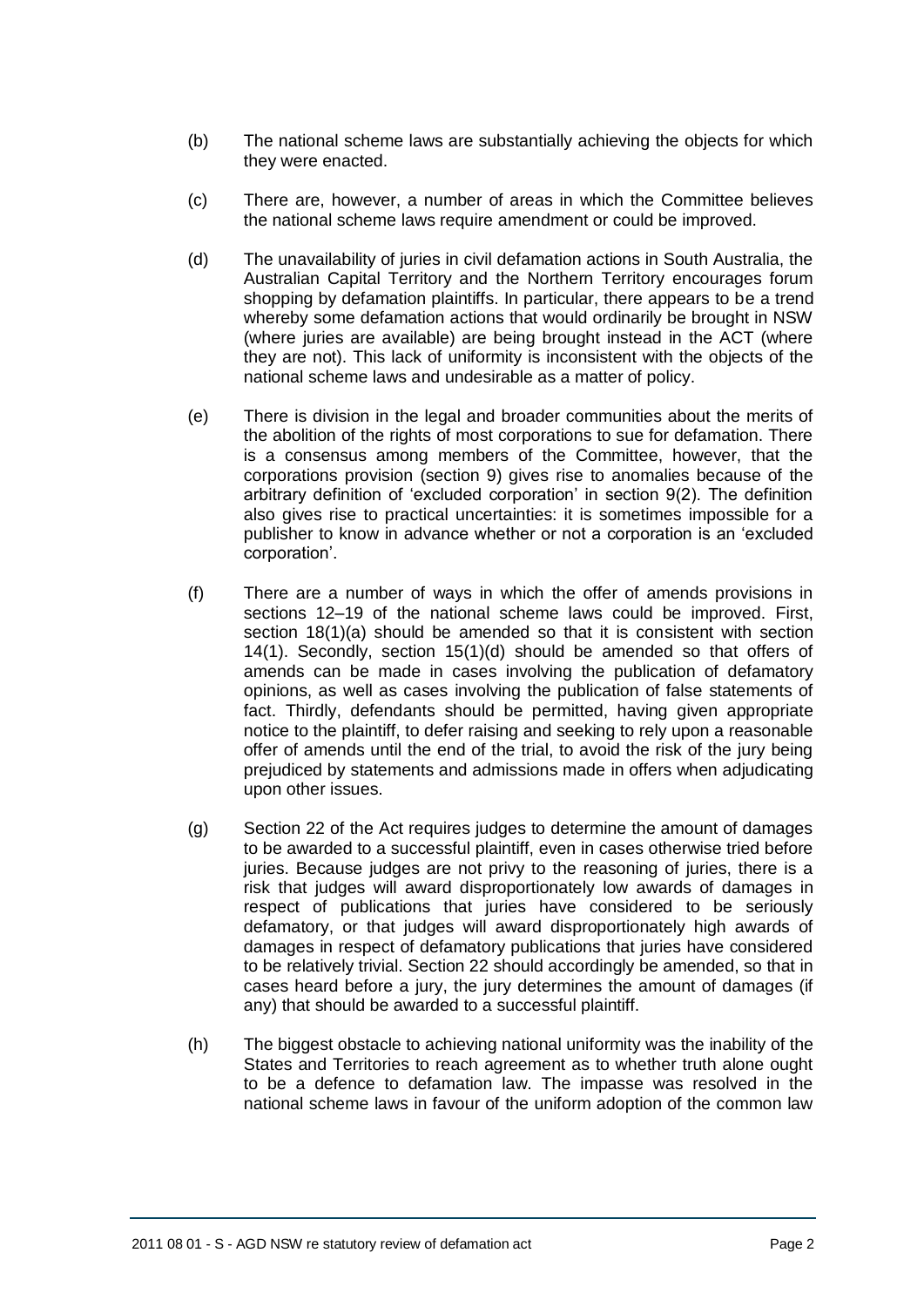(b) The national scheme laws are substantially achieving the objects for which they were enacted.

(c) There are, however, a number of areas in which the Committee believes the national scheme laws require amendment or could be improved.

(d) The unavailability of juries in civil defamation actions in South Australia, the Australian Capital Territory and the Northern Territory encourages forum shopping by defamation plaintiffs. In particular, there appears to be a trend whereby some defamation actions that would ordinarily be brought in NSW (where juries are available) are being brought instead in the ACT (where they are not). This lack of uniformity is inconsistent with the objects of the national scheme laws and undesirable as a matter of policy.

(e) There is division in the legal and broader communities about the merits of the abolition of the rights of most corporations to sue for defamation. There is a consensus among members of the Committee, however, that the corporations provision (section 9) gives rise to anomalies because of the arbitrary definition of 'excluded corporation' in section 9(2). The definition also gives rise to practical uncertainties: it is sometimes impossible for a publisher to know in advance whether or not a corporation is an 'excluded corporation'.

(f) There are a number of ways in which the offer of amends provisions in sections 12–19 of the national scheme laws could be improved. First, section 18(1)(a) should be amended so that it is consistent with section 14(1). Secondly, section 15(1)(d) should be amended so that offers of amends can be made in cases involving the publication of defamatory opinions, as well as cases involving the publication of false statements of fact. Thirdly, defendants should be permitted, having given appropriate notice to the plaintiff, to defer raising and seeking to rely upon a reasonable offer of amends until the end of the trial, to avoid the risk of the jury being prejudiced by statements and admissions made in offers when adjudicating upon other issues.

(g) Section 22 of the Act requires judges to determine the amount of damages to be awarded to a successful plaintiff, even in cases otherwise tried before juries. Because judges are not privy to the reasoning of juries, there is a risk that judges will award disproportionately low awards of damages in respect of publications that juries have considered to be seriously defamatory, or that judges will award disproportionately high awards of damages in respect of defamatory publications that juries have considered to be relatively trivial. Section 22 should accordingly be amended, so that in cases heard before a jury, the jury determines the amount of damages (if any) that should be awarded to a successful plaintiff.

(h) The biggest obstacle to achieving national uniformity was the inability of the States and Territories to reach agreement as to whether truth alone ought to be a defence to defamation law. The impasse was resolved in the national scheme laws in favour of the uniform adoption of the common law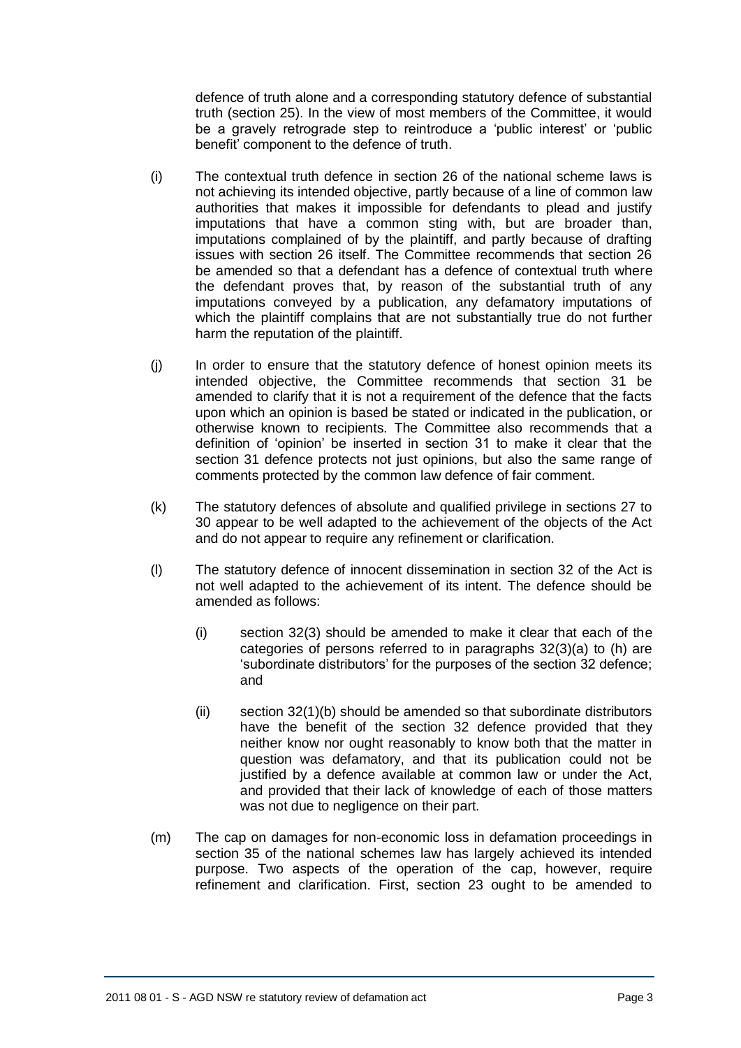defence of truth alone and a corresponding statutory defence of substantial truth (section 25). In the view of most members of the Committee, it would be a gravely retrograde step to reintroduce a 'public interest' or 'public benefit' component to the defence of truth.

(i) The contextual truth defence in section 26 of the national scheme laws is not achieving its intended objective, partly because of a line of common law authorities that makes it impossible for defendants to plead and justify imputations that have a common sting with, but are broader than, imputations complained of by the plaintiff, and partly because of drafting issues with section 26 itself. The Committee recommends that section 26 be amended so that a defendant has a defence of contextual truth where the defendant proves that, by reason of the substantial truth of any imputations conveyed by a publication, any defamatory imputations of which the plaintiff complains that are not substantially true do not further harm the reputation of the plaintiff.

(j) In order to ensure that the statutory defence of honest opinion meets its intended objective, the Committee recommends that section 31 be amended to clarify that it is not a requirement of the defence that the facts upon which an opinion is based be stated or indicated in the publication, or otherwise known to recipients. The Committee also recommends that a definition of 'opinion' be inserted in section 31 to make it clear that the section 31 defence protects not just opinions, but also the same range of comments protected by the common law defence of fair comment.

(k) The statutory defences of absolute and qualified privilege in sections 27 to 30 appear to be well adapted to the achievement of the objects of the Act and do not appear to require any refinement or clarification.

(l) The statutory defence of innocent dissemination in section 32 of the Act is not well adapted to the achievement of its intent. The defence should be amended as follows:

   (i) section 32(3) should be amended to make it clear that each of the categories of persons referred to in paragraphs 32(3)(a) to (h) are 'subordinate distributors' for the purposes of the section 32 defence; and

   (ii) section 32(1)(b) should be amended so that subordinate distributors have the benefit of the section 32 defence provided that they neither know nor ought reasonably to know both that the matter in question was defamatory, and that its publication could not be justified by a defence available at common law or under the Act, and provided that their lack of knowledge of each of those matters was not due to negligence on their part.

(m) The cap on damages for non-economic loss in defamation proceedings in section 35 of the national schemes law has largely achieved its intended purpose. Two aspects of the operation of the cap, however, require refinement and clarification. First, section 23 ought to be amended to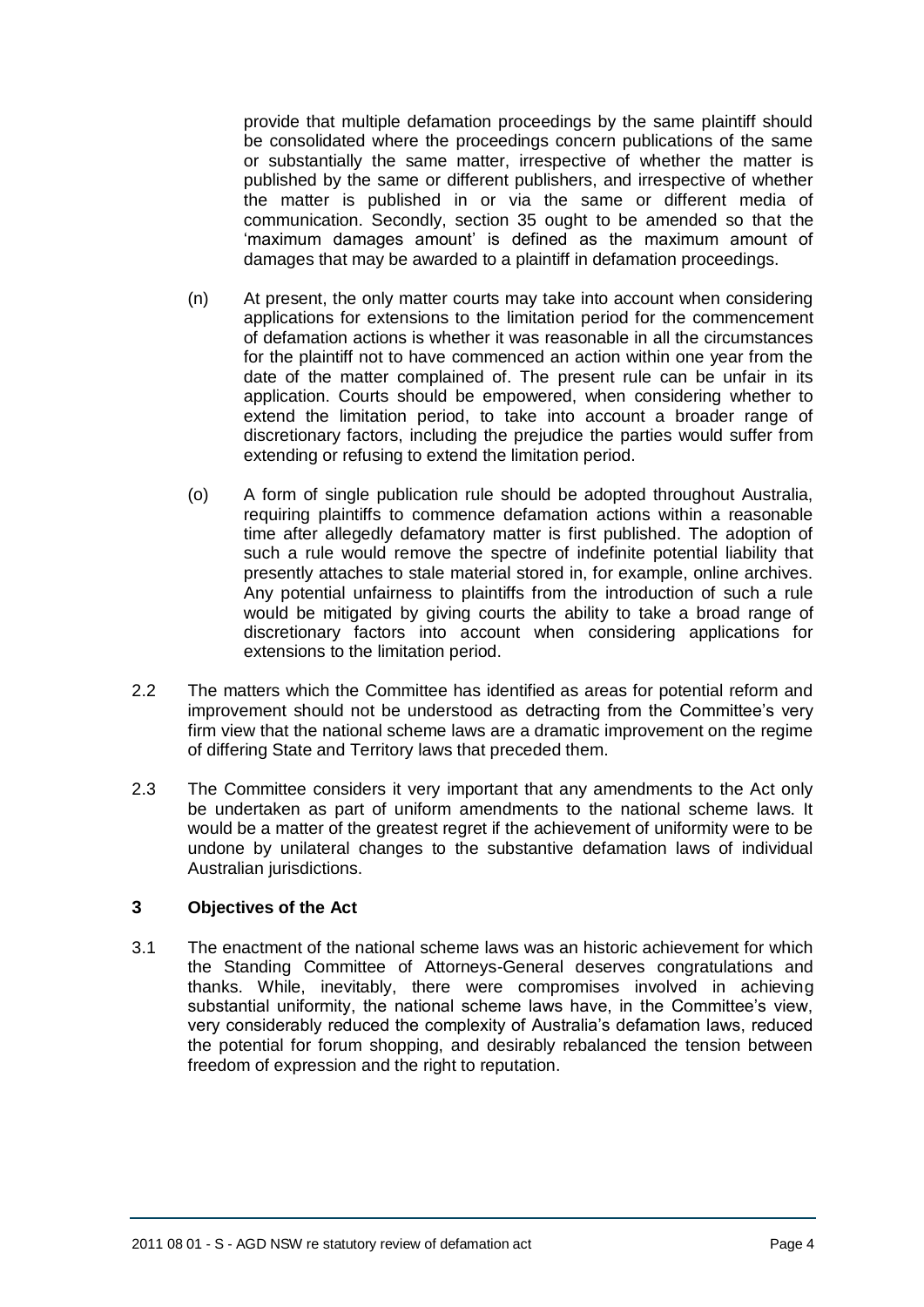provide that multiple defamation proceedings by the same plaintiff should be consolidated where the proceedings concern publications of the same or substantially the same matter, irrespective of whether the matter is published by the same or different publishers, and irrespective of whether the matter is published in or via the same or different media of communication. Secondly, section 35 ought to be amended so that the 'maximum damages amount' is defined as the maximum amount of damages that may be awarded to a plaintiff in defamation proceedings.

(n) At present, the only matter courts may take into account when considering applications for extensions to the limitation period for the commencement of defamation actions is whether it was reasonable in all the circumstances for the plaintiff not to have commenced an action within one year from the date of the matter complained of. The present rule can be unfair in its application. Courts should be empowered, when considering whether to extend the limitation period, to take into account a broader range of discretionary factors, including the prejudice the parties would suffer from extending or refusing to extend the limitation period.

(o) A form of single publication rule should be adopted throughout Australia, requiring plaintiffs to commence defamation actions within a reasonable time after allegedly defamatory matter is first published. The adoption of such a rule would remove the spectre of indefinite potential liability that presently attaches to stale material stored in, for example, online archives. Any potential unfairness to plaintiffs from the introduction of such a rule would be mitigated by giving courts the ability to take a broad range of discretionary factors into account when considering applications for extensions to the limitation period.

2.2 The matters which the Committee has identified as areas for potential reform and improvement should not be understood as detracting from the Committee's very firm view that the national scheme laws are a dramatic improvement on the regime of differing State and Territory laws that preceded them.

2.3 The Committee considers it very important that any amendments to the Act only be undertaken as part of uniform amendments to the national scheme laws. It would be a matter of the greatest regret if the achievement of uniformity were to be undone by unilateral changes to the substantive defamation laws of individual Australian jurisdictions.

## 3 Objectives of the Act

3.1 The enactment of the national scheme laws was an historic achievement for which the Standing Committee of Attorneys-General deserves congratulations and thanks. While, inevitably, there were compromises involved in achieving substantial uniformity, the national scheme laws have, in the Committee's view, very considerably reduced the complexity of Australia's defamation laws, reduced the potential for forum shopping, and desirably rebalanced the tension between freedom of expression and the right to reputation.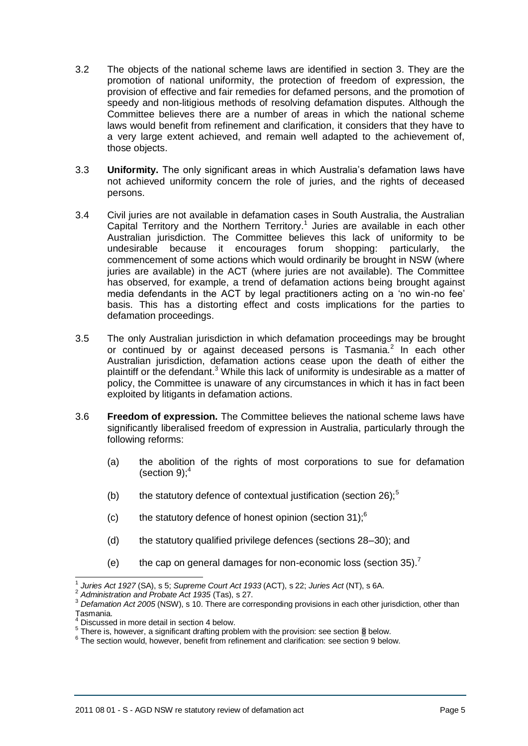3.2 The objects of the national scheme laws are identified in section 3. They are the promotion of national uniformity, the protection of freedom of expression, the provision of effective and fair remedies for defamed persons, and the promotion of speedy and non-litigious methods of resolving defamation disputes. Although the Committee believes there are a number of areas in which the national scheme laws would benefit from refinement and clarification, it considers that they have to a very large extent achieved, and remain well adapted to the achievement of, those objects.

3.3 **Uniformity.** The only significant areas in which Australia's defamation laws have not achieved uniformity concern the role of juries, and the rights of deceased persons.

3.4 Civil juries are not available in defamation cases in South Australia, the Australian Capital Territory and the Northern Territory.[1] Juries are available in each other Australian jurisdiction. The Committee believes this lack of uniformity to be undesirable because it encourages forum shopping: particularly, the commencement of some actions which would ordinarily be brought in NSW (where juries are available) in the ACT (where juries are not available). The Committee has observed, for example, a trend of defamation actions being brought against media defendants in the ACT by legal practitioners acting on a 'no win-no fee' basis. This has a distorting effect and costs implications for the parties to defamation proceedings.

3.5 The only Australian jurisdiction in which defamation proceedings may be brought or continued by or against deceased persons is Tasmania.[2] In each other Australian jurisdiction, defamation actions cease upon the death of either the plaintiff or the defendant.[3] While this lack of uniformity is undesirable as a matter of policy, the Committee is unaware of any circumstances in which it has in fact been exploited by litigants in defamation actions.

3.6 **Freedom of expression.** The Committee believes the national scheme laws have significantly liberalised freedom of expression in Australia, particularly through the following reforms:

(a) the abolition of the rights of most corporations to sue for defamation (section 9);[4]

(b) the statutory defence of contextual justification (section 26);[5]

(c) the statutory defence of honest opinion (section 31);[6]

(d) the statutory qualified privilege defences (sections 28–30); and

(e) the cap on general damages for non-economic loss (section 35).[7]

---

[1] *Juries Act 1927* (SA), s 5; *Supreme Court Act 1933* (ACT), s 22; *Juries Act* (NT), s 6A.

[2] *Administration and Probate Act 1935* (Tas), s 27.

[3] *Defamation Act 2005* (NSW), s 10. There are corresponding provisions in each other jurisdiction, other than Tasmania.

[4] Discussed in more detail in section 4 below.

[5] There is, however, a significant drafting problem with the provision: see section 8 below.

[6] The section would, however, benefit from refinement and clarification: see section 9 below.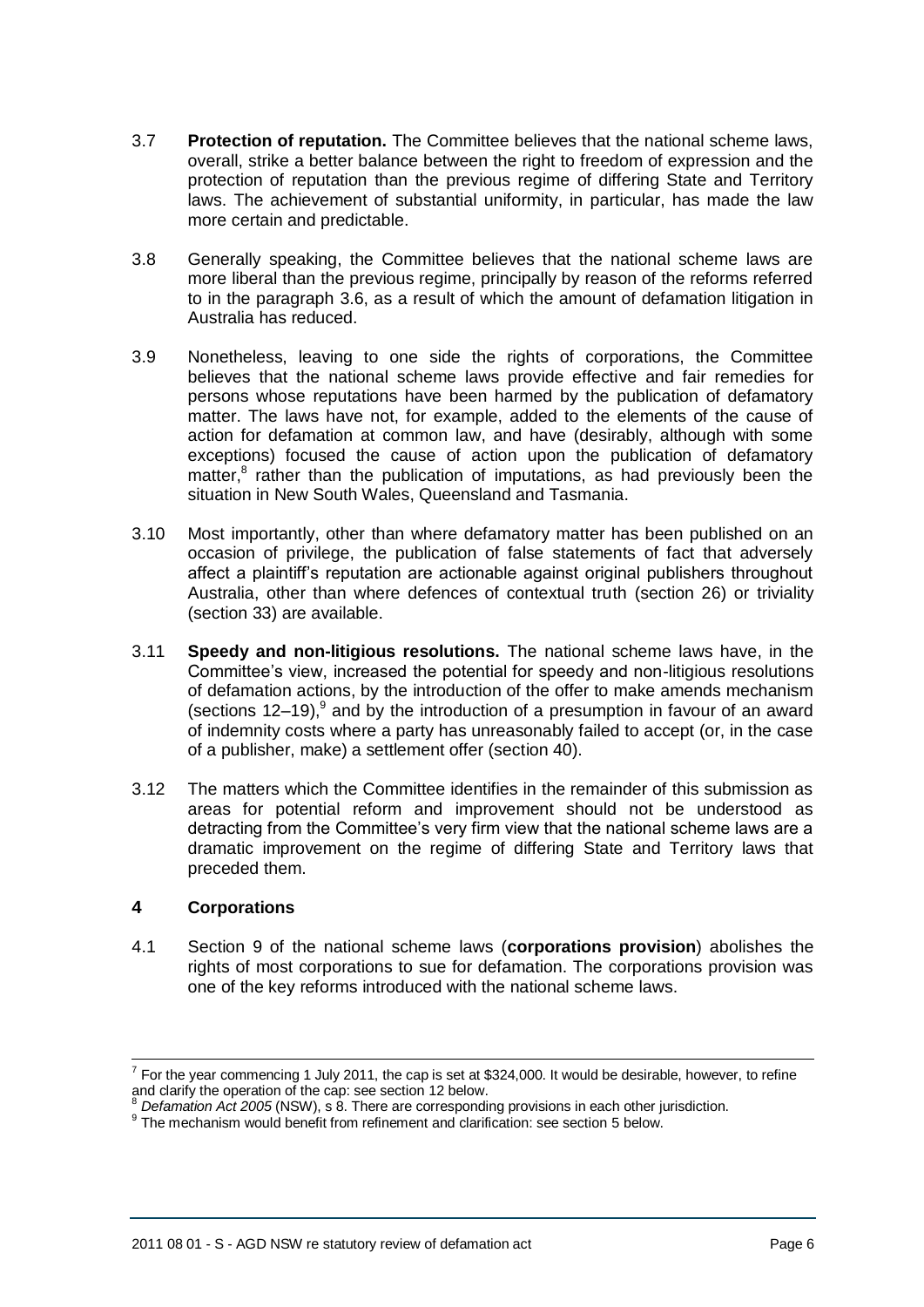3.7 **Protection of reputation.** The Committee believes that the national scheme laws, overall, strike a better balance between the right to freedom of expression and the protection of reputation than the previous regime of differing State and Territory laws. The achievement of substantial uniformity, in particular, has made the law more certain and predictable.

3.8 Generally speaking, the Committee believes that the national scheme laws are more liberal than the previous regime, principally by reason of the reforms referred to in the paragraph 3.6, as a result of which the amount of defamation litigation in Australia has reduced.

3.9 Nonetheless, leaving to one side the rights of corporations, the Committee believes that the national scheme laws provide effective and fair remedies for persons whose reputations have been harmed by the publication of defamatory matter. The laws have not, for example, added to the elements of the cause of action for defamation at common law, and have (desirably, although with some exceptions) focused the cause of action upon the publication of defamatory matter,[8] rather than the publication of imputations, as had previously been the situation in New South Wales, Queensland and Tasmania.

3.10 Most importantly, other than where defamatory matter has been published on an occasion of privilege, the publication of false statements of fact that adversely affect a plaintiff's reputation are actionable against original publishers throughout Australia, other than where defences of contextual truth (section 26) or triviality (section 33) are available.

3.11 **Speedy and non-litigious resolutions.** The national scheme laws have, in the Committee's view, increased the potential for speedy and non-litigious resolutions of defamation actions, by the introduction of the offer to make amends mechanism (sections 12–19),[9] and by the introduction of a presumption in favour of an award of indemnity costs where a party has unreasonably failed to accept (or, in the case of a publisher, make) a settlement offer (section 40).

3.12 The matters which the Committee identifies in the remainder of this submission as areas for potential reform and improvement should not be understood as detracting from the Committee's very firm view that the national scheme laws are a dramatic improvement on the regime of differing State and Territory laws that preceded them.

## 4 Corporations

4.1 Section 9 of the national scheme laws (**corporations provision**) abolishes the rights of most corporations to sue for defamation. The corporations provision was one of the key reforms introduced with the national scheme laws.

---

[7] For the year commencing 1 July 2011, the cap is set at $324,000. It would be desirable, however, to refine and clarify the operation of the cap: see section 12 below.

[8] *Defamation Act 2005* (NSW), s 8. There are corresponding provisions in each other jurisdiction.

[9] The mechanism would benefit from refinement and clarification: see section 5 below.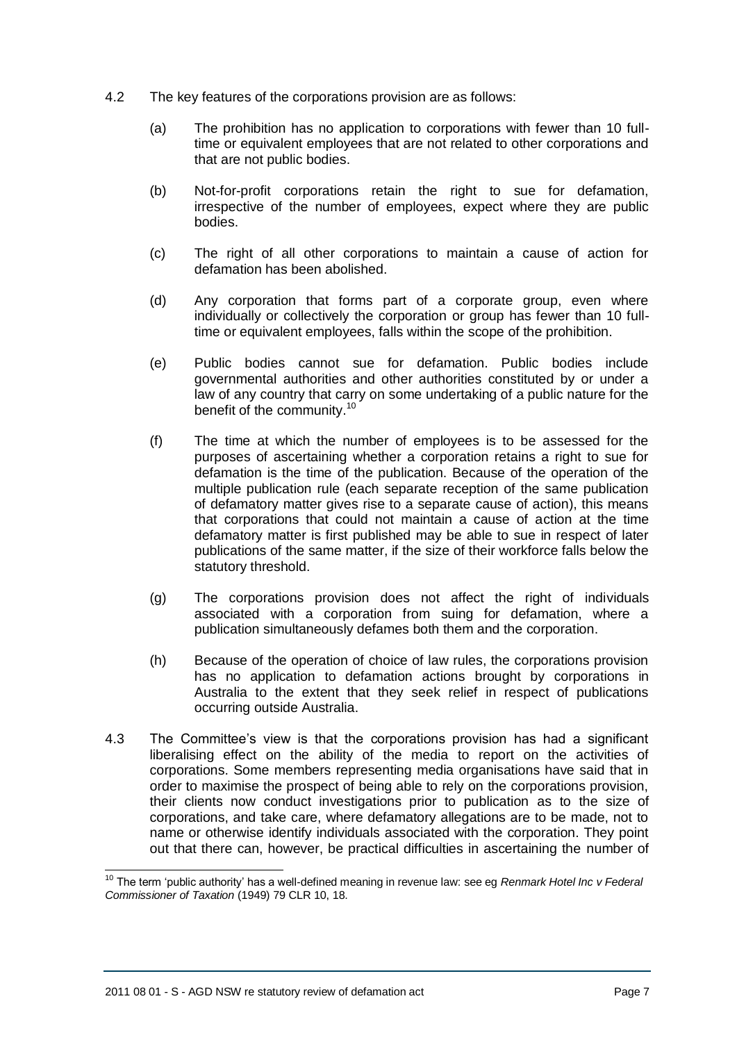4.2 The key features of the corporations provision are as follows:

(a) The prohibition has no application to corporations with fewer than 10 full-time or equivalent employees that are not related to other corporations and that are not public bodies.

(b) Not-for-profit corporations retain the right to sue for defamation, irrespective of the number of employees, expect where they are public bodies.

(c) The right of all other corporations to maintain a cause of action for defamation has been abolished.

(d) Any corporation that forms part of a corporate group, even where individually or collectively the corporation or group has fewer than 10 full-time or equivalent employees, falls within the scope of the prohibition.

(e) Public bodies cannot sue for defamation. Public bodies include governmental authorities and other authorities constituted by or under a law of any country that carry on some undertaking of a public nature for the benefit of the community.[10]

(f) The time at which the number of employees is to be assessed for the purposes of ascertaining whether a corporation retains a right to sue for defamation is the time of the publication. Because of the operation of the multiple publication rule (each separate reception of the same publication of defamatory matter gives rise to a separate cause of action), this means that corporations that could not maintain a cause of action at the time defamatory matter is first published may be able to sue in respect of later publications of the same matter, if the size of their workforce falls below the statutory threshold.

(g) The corporations provision does not affect the right of individuals associated with a corporation from suing for defamation, where a publication simultaneously defames both them and the corporation.

(h) Because of the operation of choice of law rules, the corporations provision has no application to defamation actions brought by corporations in Australia to the extent that they seek relief in respect of publications occurring outside Australia.

4.3 The Committee's view is that the corporations provision has had a significant liberalising effect on the ability of the media to report on the activities of corporations. Some members representing media organisations have said that in order to maximise the prospect of being able to rely on the corporations provision, their clients now conduct investigations prior to publication as to the size of corporations, and take care, where defamatory allegations are to be made, not to name or otherwise identify individuals associated with the corporation. They point out that there can, however, be practical difficulties in ascertaining the number of

---

[10] The term 'public authority' has a well-defined meaning in revenue law: see eg *Renmark Hotel Inc v Federal Commissioner of Taxation* (1949) 79 CLR 10, 18.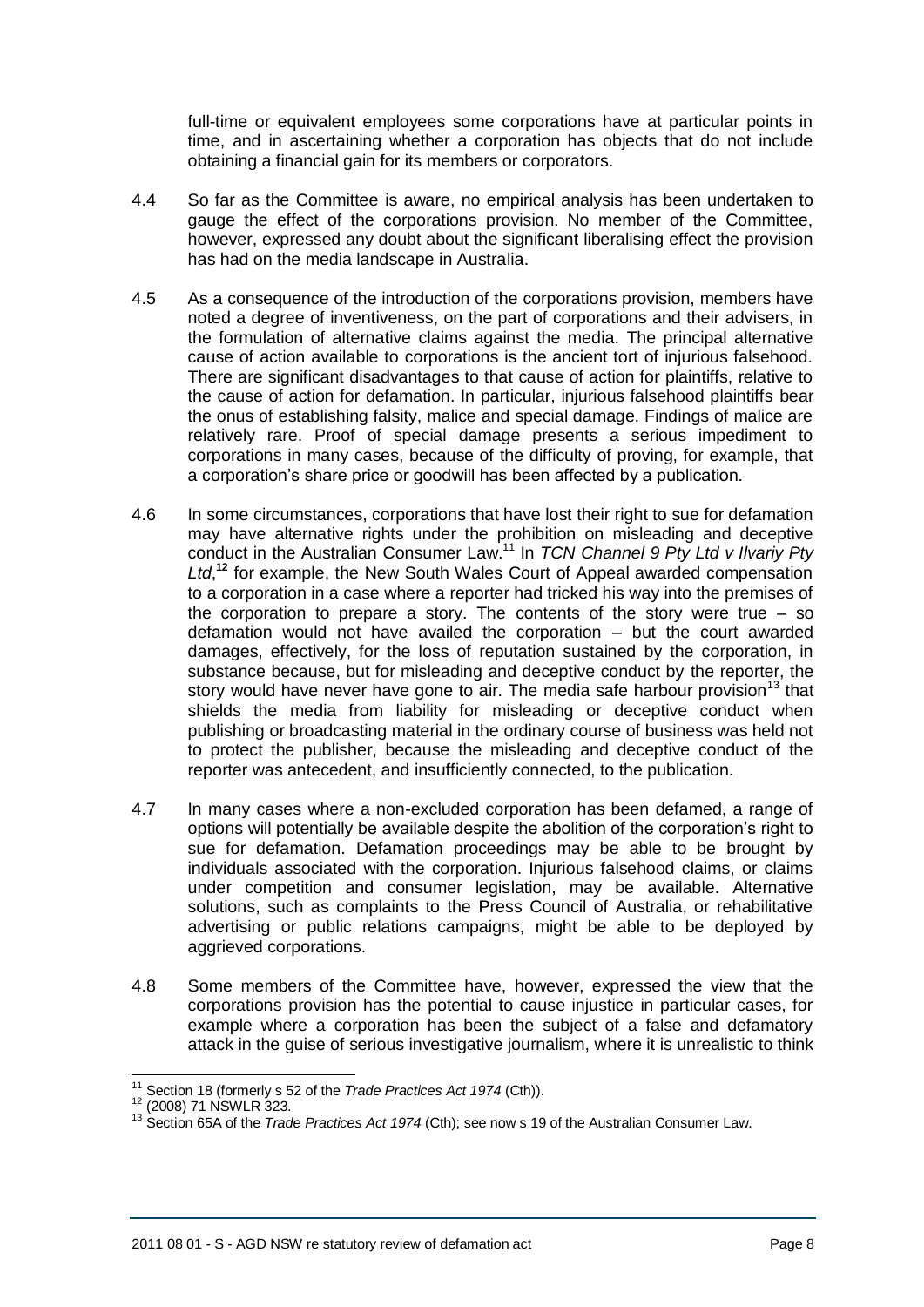full-time or equivalent employees some corporations have at particular points in time, and in ascertaining whether a corporation has objects that do not include obtaining a financial gain for its members or corporators.

4.4 So far as the Committee is aware, no empirical analysis has been undertaken to gauge the effect of the corporations provision. No member of the Committee, however, expressed any doubt about the significant liberalising effect the provision has had on the media landscape in Australia.

4.5 As a consequence of the introduction of the corporations provision, members have noted a degree of inventiveness, on the part of corporations and their advisers, in the formulation of alternative claims against the media. The principal alternative cause of action available to corporations is the ancient tort of injurious falsehood. There are significant disadvantages to that cause of action for plaintiffs, relative to the cause of action for defamation. In particular, injurious falsehood plaintiffs bear the onus of establishing falsity, malice and special damage. Findings of malice are relatively rare. Proof of special damage presents a serious impediment to corporations in many cases, because of the difficulty of proving, for example, that a corporation's share price or goodwill has been affected by a publication.

4.6 In some circumstances, corporations that have lost their right to sue for defamation may have alternative rights under the prohibition on misleading and deceptive conduct in the Australian Consumer Law.[11] In *TCN Channel 9 Pty Ltd v Ilvariy Pty Ltd*,[12] for example, the New South Wales Court of Appeal awarded compensation to a corporation in a case where a reporter had tricked his way into the premises of the corporation to prepare a story. The contents of the story were true – so defamation would not have availed the corporation – but the court awarded damages, effectively, for the loss of reputation sustained by the corporation, in substance because, but for misleading and deceptive conduct by the reporter, the story would have never have gone to air. The media safe harbour provision[13] that shields the media from liability for misleading or deceptive conduct when publishing or broadcasting material in the ordinary course of business was held not to protect the publisher, because the misleading and deceptive conduct of the reporter was antecedent, and insufficiently connected, to the publication.

4.7 In many cases where a non-excluded corporation has been defamed, a range of options will potentially be available despite the abolition of the corporation's right to sue for defamation. Defamation proceedings may be able to be brought by individuals associated with the corporation. Injurious falsehood claims, or claims under competition and consumer legislation, may be available. Alternative solutions, such as complaints to the Press Council of Australia, or rehabilitative advertising or public relations campaigns, might be able to be deployed by aggrieved corporations.

4.8 Some members of the Committee have, however, expressed the view that the corporations provision has the potential to cause injustice in particular cases, for example where a corporation has been the subject of a false and defamatory attack in the guise of serious investigative journalism, where it is unrealistic to think

---

[11] Section 18 (formerly s 52 of the *Trade Practices Act 1974* (Cth)).

[12] (2008) 71 NSWLR 323.

[13] Section 65A of the *Trade Practices Act 1974* (Cth); see now s 19 of the Australian Consumer Law.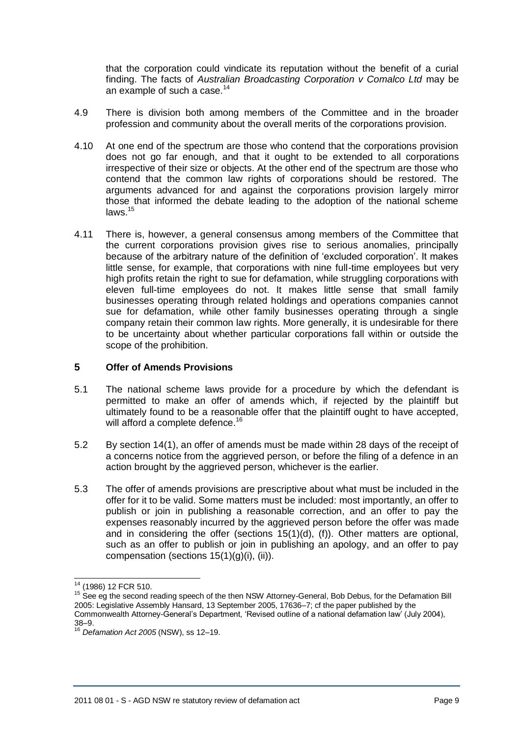that the corporation could vindicate its reputation without the benefit of a curial finding. The facts of *Australian Broadcasting Corporation v Comalco Ltd* may be an example of such a case.[14]

4.9 There is division both among members of the Committee and in the broader profession and community about the overall merits of the corporations provision.

4.10 At one end of the spectrum are those who contend that the corporations provision does not go far enough, and that it ought to be extended to all corporations irrespective of their size or objects. At the other end of the spectrum are those who contend that the common law rights of corporations should be restored. The arguments advanced for and against the corporations provision largely mirror those that informed the debate leading to the adoption of the national scheme laws.[15]

4.11 There is, however, a general consensus among members of the Committee that the current corporations provision gives rise to serious anomalies, principally because of the arbitrary nature of the definition of 'excluded corporation'. It makes little sense, for example, that corporations with nine full-time employees but very high profits retain the right to sue for defamation, while struggling corporations with eleven full-time employees do not. It makes little sense that small family businesses operating through related holdings and operations companies cannot sue for defamation, while other family businesses operating through a single company retain their common law rights. More generally, it is undesirable for there to be uncertainty about whether particular corporations fall within or outside the scope of the prohibition.

## 5 Offer of Amends Provisions

5.1 The national scheme laws provide for a procedure by which the defendant is permitted to make an offer of amends which, if rejected by the plaintiff but ultimately found to be a reasonable offer that the plaintiff ought to have accepted, will afford a complete defence.[16]

5.2 By section 14(1), an offer of amends must be made within 28 days of the receipt of a concerns notice from the aggrieved person, or before the filing of a defence in an action brought by the aggrieved person, whichever is the earlier.

5.3 The offer of amends provisions are prescriptive about what must be included in the offer for it to be valid. Some matters must be included: most importantly, an offer to publish or join in publishing a reasonable correction, and an offer to pay the expenses reasonably incurred by the aggrieved person before the offer was made and in considering the offer (sections 15(1)(d), (f)). Other matters are optional, such as an offer to publish or join in publishing an apology, and an offer to pay compensation (sections 15(1)(g)(i), (ii)).

---

[14] (1986) 12 FCR 510.

[15] See eg the second reading speech of the then NSW Attorney-General, Bob Debus, for the Defamation Bill 2005: Legislative Assembly Hansard, 13 September 2005, 17636–7; cf the paper published by the Commonwealth Attorney-General's Department, 'Revised outline of a national defamation law' (July 2004), 38–9.

[16] *Defamation Act 2005* (NSW), ss 12–19.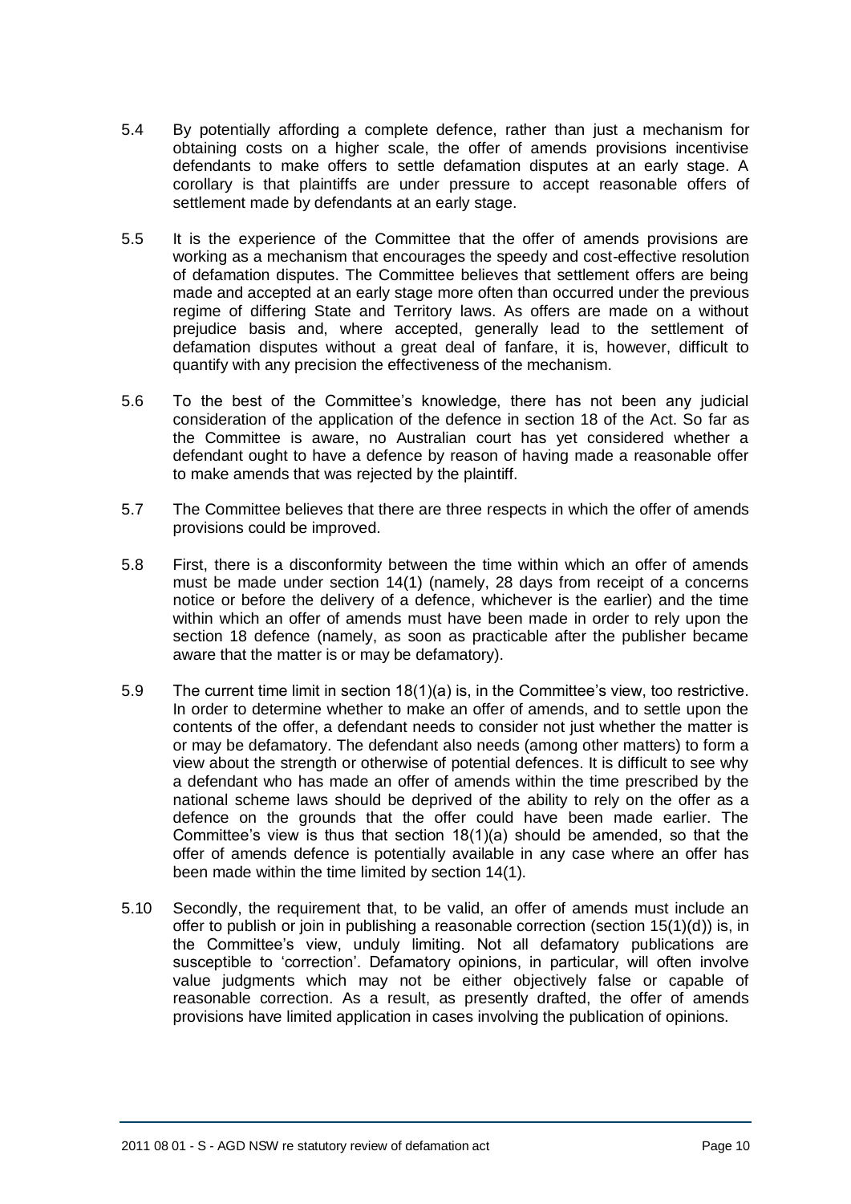5.4 By potentially affording a complete defence, rather than just a mechanism for obtaining costs on a higher scale, the offer of amends provisions incentivise defendants to make offers to settle defamation disputes at an early stage. A corollary is that plaintiffs are under pressure to accept reasonable offers of settlement made by defendants at an early stage.

5.5 It is the experience of the Committee that the offer of amends provisions are working as a mechanism that encourages the speedy and cost-effective resolution of defamation disputes. The Committee believes that settlement offers are being made and accepted at an early stage more often than occurred under the previous regime of differing State and Territory laws. As offers are made on a without prejudice basis and, where accepted, generally lead to the settlement of defamation disputes without a great deal of fanfare, it is, however, difficult to quantify with any precision the effectiveness of the mechanism.

5.6 To the best of the Committee's knowledge, there has not been any judicial consideration of the application of the defence in section 18 of the Act. So far as the Committee is aware, no Australian court has yet considered whether a defendant ought to have a defence by reason of having made a reasonable offer to make amends that was rejected by the plaintiff.

5.7 The Committee believes that there are three respects in which the offer of amends provisions could be improved.

5.8 First, there is a disconformity between the time within which an offer of amends must be made under section 14(1) (namely, 28 days from receipt of a concerns notice or before the delivery of a defence, whichever is the earlier) and the time within which an offer of amends must have been made in order to rely upon the section 18 defence (namely, as soon as practicable after the publisher became aware that the matter is or may be defamatory).

5.9 The current time limit in section 18(1)(a) is, in the Committee's view, too restrictive. In order to determine whether to make an offer of amends, and to settle upon the contents of the offer, a defendant needs to consider not just whether the matter is or may be defamatory. The defendant also needs (among other matters) to form a view about the strength or otherwise of potential defences. It is difficult to see why a defendant who has made an offer of amends within the time prescribed by the national scheme laws should be deprived of the ability to rely on the offer as a defence on the grounds that the offer could have been made earlier. The Committee's view is thus that section 18(1)(a) should be amended, so that the offer of amends defence is potentially available in any case where an offer has been made within the time limited by section 14(1).

5.10 Secondly, the requirement that, to be valid, an offer of amends must include an offer to publish or join in publishing a reasonable correction (section 15(1)(d)) is, in the Committee's view, unduly limiting. Not all defamatory publications are susceptible to 'correction'. Defamatory opinions, in particular, will often involve value judgments which may not be either objectively false or capable of reasonable correction. As a result, as presently drafted, the offer of amends provisions have limited application in cases involving the publication of opinions.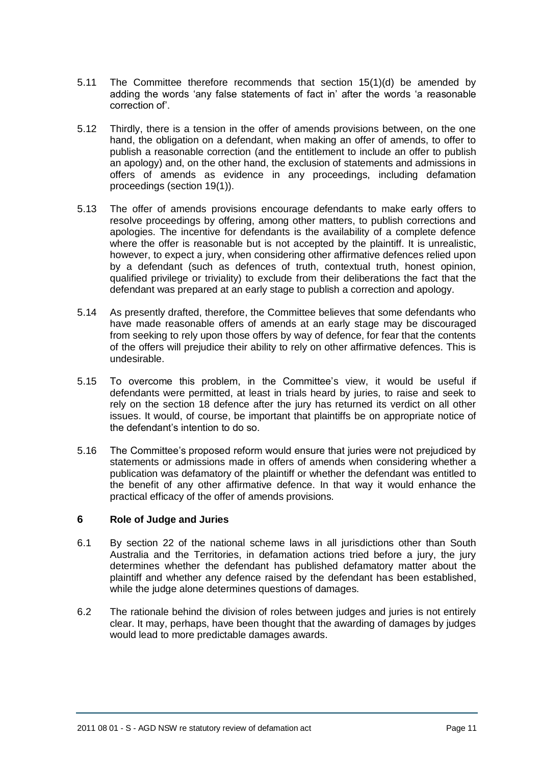5.11 The Committee therefore recommends that section 15(1)(d) be amended by adding the words 'any false statements of fact in' after the words 'a reasonable correction of'.

5.12 Thirdly, there is a tension in the offer of amends provisions between, on the one hand, the obligation on a defendant, when making an offer of amends, to offer to publish a reasonable correction (and the entitlement to include an offer to publish an apology) and, on the other hand, the exclusion of statements and admissions in offers of amends as evidence in any proceedings, including defamation proceedings (section 19(1)).

5.13 The offer of amends provisions encourage defendants to make early offers to resolve proceedings by offering, among other matters, to publish corrections and apologies. The incentive for defendants is the availability of a complete defence where the offer is reasonable but is not accepted by the plaintiff. It is unrealistic, however, to expect a jury, when considering other affirmative defences relied upon by a defendant (such as defences of truth, contextual truth, honest opinion, qualified privilege or triviality) to exclude from their deliberations the fact that the defendant was prepared at an early stage to publish a correction and apology.

5.14 As presently drafted, therefore, the Committee believes that some defendants who have made reasonable offers of amends at an early stage may be discouraged from seeking to rely upon those offers by way of defence, for fear that the contents of the offers will prejudice their ability to rely on other affirmative defences. This is undesirable.

5.15 To overcome this problem, in the Committee's view, it would be useful if defendants were permitted, at least in trials heard by juries, to raise and seek to rely on the section 18 defence after the jury has returned its verdict on all other issues. It would, of course, be important that plaintiffs be on appropriate notice of the defendant's intention to do so.

5.16 The Committee's proposed reform would ensure that juries were not prejudiced by statements or admissions made in offers of amends when considering whether a publication was defamatory of the plaintiff or whether the defendant was entitled to the benefit of any other affirmative defence. In that way it would enhance the practical efficacy of the offer of amends provisions.

## 6 Role of Judge and Juries

6.1 By section 22 of the national scheme laws in all jurisdictions other than South Australia and the Territories, in defamation actions tried before a jury, the jury determines whether the defendant has published defamatory matter about the plaintiff and whether any defence raised by the defendant has been established, while the judge alone determines questions of damages.

6.2 The rationale behind the division of roles between judges and juries is not entirely clear. It may, perhaps, have been thought that the awarding of damages by judges would lead to more predictable damages awards.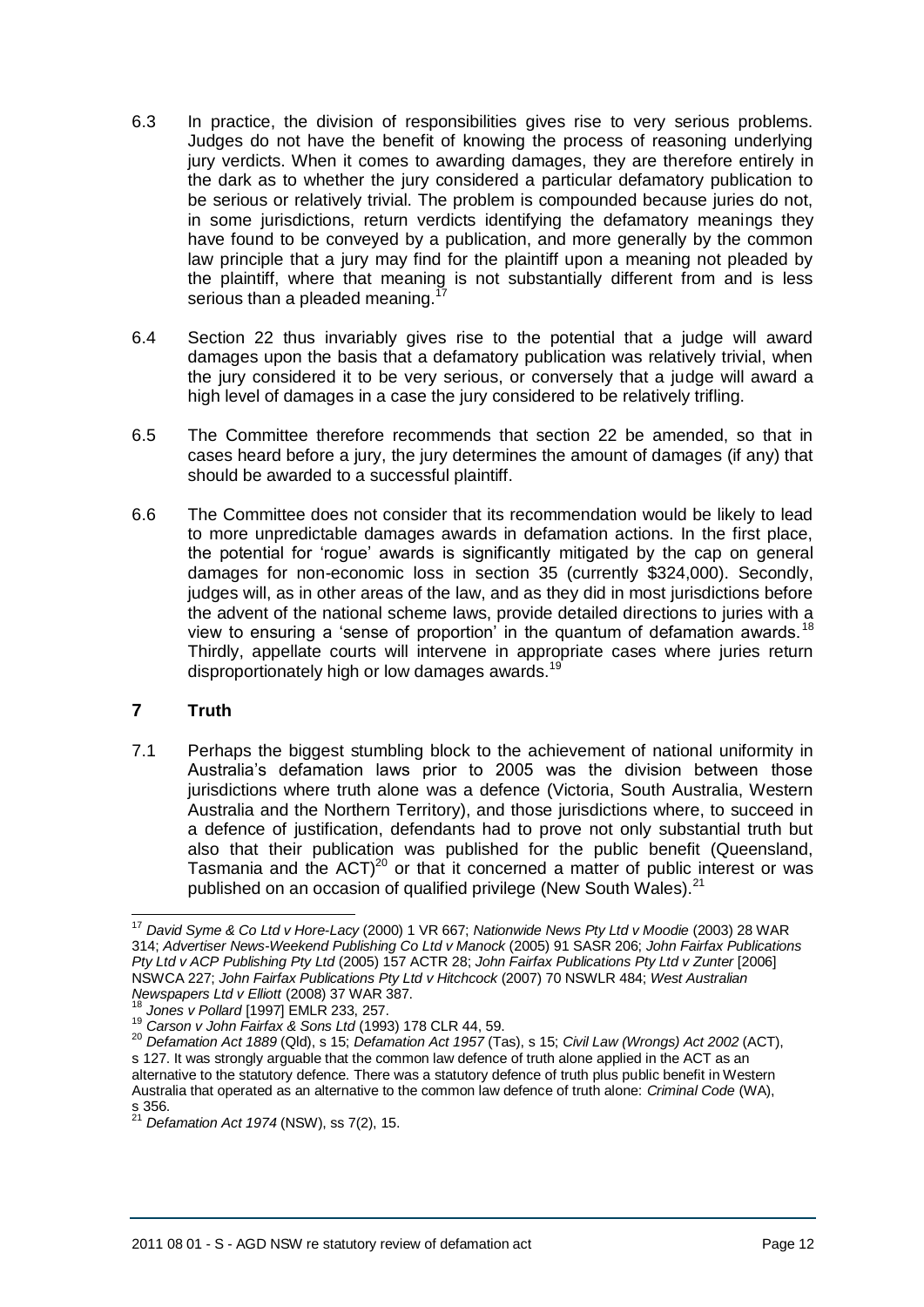6.3 In practice, the division of responsibilities gives rise to very serious problems. Judges do not have the benefit of knowing the process of reasoning underlying jury verdicts. When it comes to awarding damages, they are therefore entirely in the dark as to whether the jury considered a particular defamatory publication to be serious or relatively trivial. The problem is compounded because juries do not, in some jurisdictions, return verdicts identifying the defamatory meanings they have found to be conveyed by a publication, and more generally by the common law principle that a jury may find for the plaintiff upon a meaning not pleaded by the plaintiff, where that meaning is not substantially different from and is less serious than a pleaded meaning.[17]

6.4 Section 22 thus invariably gives rise to the potential that a judge will award damages upon the basis that a defamatory publication was relatively trivial, when the jury considered it to be very serious, or conversely that a judge will award a high level of damages in a case the jury considered to be relatively trifling.

6.5 The Committee therefore recommends that section 22 be amended, so that in cases heard before a jury, the jury determines the amount of damages (if any) that should be awarded to a successful plaintiff.

6.6 The Committee does not consider that its recommendation would be likely to lead to more unpredictable damages awards in defamation actions. In the first place, the potential for 'rogue' awards is significantly mitigated by the cap on general damages for non-economic loss in section 35 (currently $324,000). Secondly, judges will, as in other areas of the law, and as they did in most jurisdictions before the advent of the national scheme laws, provide detailed directions to juries with a view to ensuring a 'sense of proportion' in the quantum of defamation awards.[18] Thirdly, appellate courts will intervene in appropriate cases where juries return disproportionately high or low damages awards.[19]

## 7 Truth

7.1 Perhaps the biggest stumbling block to the achievement of national uniformity in Australia's defamation laws prior to 2005 was the division between those jurisdictions where truth alone was a defence (Victoria, South Australia, Western Australia and the Northern Territory), and those jurisdictions where, to succeed in a defence of justification, defendants had to prove not only substantial truth but also that their publication was published for the public benefit (Queensland, Tasmania and the ACT)[20] or that it concerned a matter of public interest or was published on an occasion of qualified privilege (New South Wales).[21]

---

[17] *David Syme & Co Ltd v Hore-Lacy* (2000) 1 VR 667; *Nationwide News Pty Ltd v Moodie* (2003) 28 WAR 314; *Advertiser News-Weekend Publishing Co Ltd v Manock* (2005) 91 SASR 206; *John Fairfax Publications Pty Ltd v ACP Publishing Pty Ltd* (2005) 157 ACTR 28; *John Fairfax Publications Pty Ltd v Zunter* [2006] NSWCA 227; *John Fairfax Publications Pty Ltd v Hitchcock* (2007) 70 NSWLR 484; *West Australian Newspapers Ltd v Elliott* (2008) 37 WAR 387.

[18] *Jones v Pollard* [1997] EMLR 233, 257.

[19] *Carson v John Fairfax & Sons Ltd* (1993) 178 CLR 44, 59.

[20] *Defamation Act 1889* (Qld), s 15; *Defamation Act 1957* (Tas), s 15; *Civil Law (Wrongs) Act 2002* (ACT), s 127. It was strongly arguable that the common law defence of truth alone applied in the ACT as an alternative to the statutory defence. There was a statutory defence of truth plus public benefit in Western Australia that operated as an alternative to the common law defence of truth alone: *Criminal Code* (WA), s 356.

[21] *Defamation Act 1974* (NSW), ss 7(2), 15.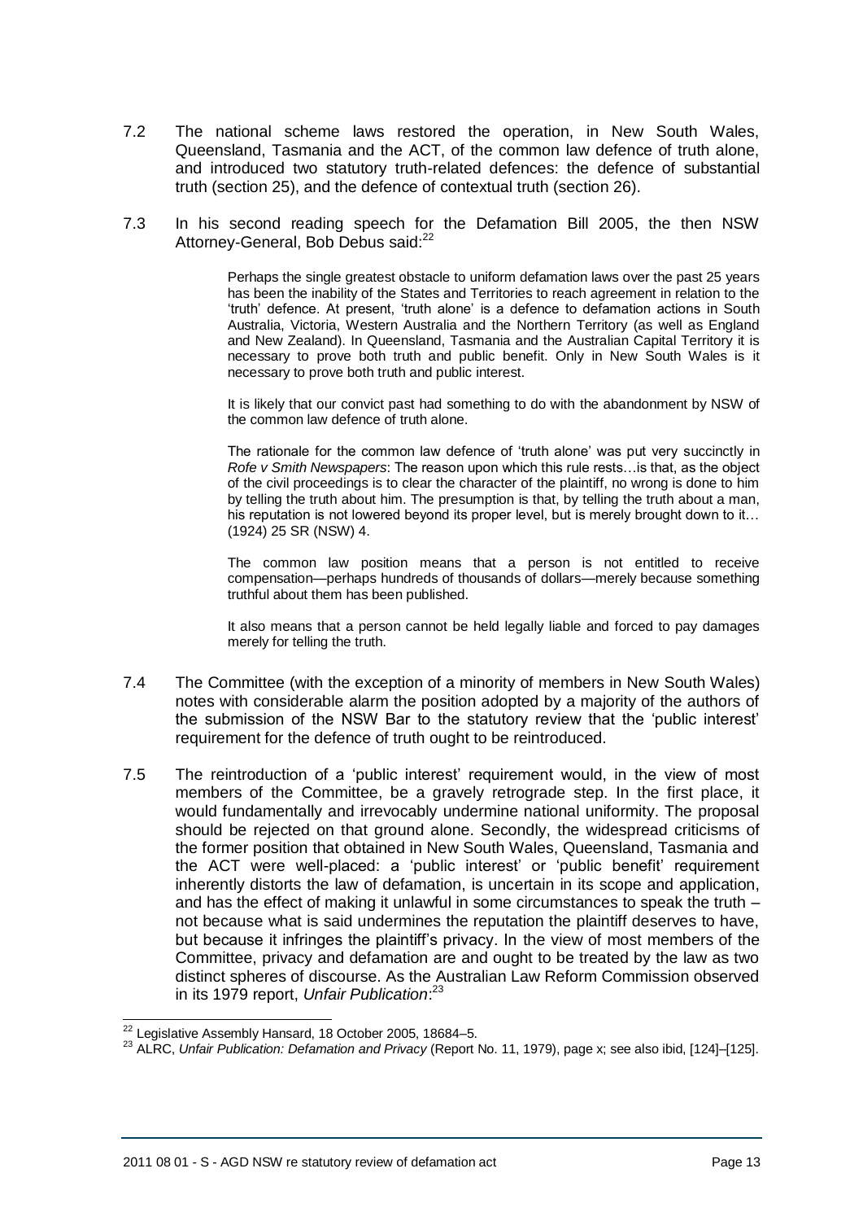7.2 The national scheme laws restored the operation, in New South Wales, Queensland, Tasmania and the ACT, of the common law defence of truth alone, and introduced two statutory truth-related defences: the defence of substantial truth (section 25), and the defence of contextual truth (section 26).

7.3 In his second reading speech for the Defamation Bill 2005, the then NSW Attorney-General, Bob Debus said:[22]

> Perhaps the single greatest obstacle to uniform defamation laws over the past 25 years has been the inability of the States and Territories to reach agreement in relation to the 'truth' defence. At present, 'truth alone' is a defence to defamation actions in South Australia, Victoria, Western Australia and the Northern Territory (as well as England and New Zealand). In Queensland, Tasmania and the Australian Capital Territory it is necessary to prove both truth and public benefit. Only in New South Wales is it necessary to prove both truth and public interest.
>
> It is likely that our convict past had something to do with the abandonment by NSW of the common law defence of truth alone.
>
> The rationale for the common law defence of 'truth alone' was put very succinctly in *Rofe v Smith Newspapers*: The reason upon which this rule rests…is that, as the object of the civil proceedings is to clear the character of the plaintiff, no wrong is done to him by telling the truth about him. The presumption is that, by telling the truth about a man, his reputation is not lowered beyond its proper level, but is merely brought down to it… (1924) 25 SR (NSW) 4.
>
> The common law position means that a person is not entitled to receive compensation—perhaps hundreds of thousands of dollars—merely because something truthful about them has been published.
>
> It also means that a person cannot be held legally liable and forced to pay damages merely for telling the truth.

7.4 The Committee (with the exception of a minority of members in New South Wales) notes with considerable alarm the position adopted by a majority of the authors of the submission of the NSW Bar to the statutory review that the 'public interest' requirement for the defence of truth ought to be reintroduced.

7.5 The reintroduction of a 'public interest' requirement would, in the view of most members of the Committee, be a gravely retrograde step. In the first place, it would fundamentally and irrevocably undermine national uniformity. The proposal should be rejected on that ground alone. Secondly, the widespread criticisms of the former position that obtained in New South Wales, Queensland, Tasmania and the ACT were well-placed: a 'public interest' or 'public benefit' requirement inherently distorts the law of defamation, is uncertain in its scope and application, and has the effect of making it unlawful in some circumstances to speak the truth – not because what is said undermines the reputation the plaintiff deserves to have, but because it infringes the plaintiff's privacy. In the view of most members of the Committee, privacy and defamation are and ought to be treated by the law as two distinct spheres of discourse. As the Australian Law Reform Commission observed in its 1979 report, *Unfair Publication*:[23]

---

[22] Legislative Assembly Hansard, 18 October 2005, 18684–5.

[23] ALRC, *Unfair Publication: Defamation and Privacy* (Report No. 11, 1979), page x; see also ibid, [124]–[125].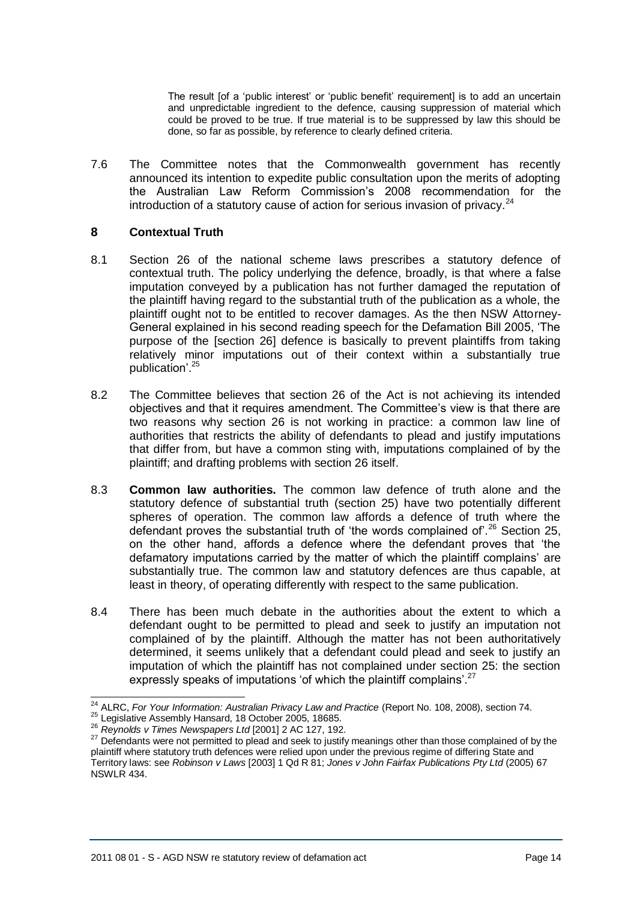> The result [of a 'public interest' or 'public benefit' requirement] is to add an uncertain and unpredictable ingredient to the defence, causing suppression of material which could be proved to be true. If true material is to be suppressed by law this should be done, so far as possible, by reference to clearly defined criteria.

7.6 The Committee notes that the Commonwealth government has recently announced its intention to expedite public consultation upon the merits of adopting the Australian Law Reform Commission's 2008 recommendation for the introduction of a statutory cause of action for serious invasion of privacy.[24]

## 8 Contextual Truth

8.1 Section 26 of the national scheme laws prescribes a statutory defence of contextual truth. The policy underlying the defence, broadly, is that where a false imputation conveyed by a publication has not further damaged the reputation of the plaintiff having regard to the substantial truth of the publication as a whole, the plaintiff ought not to be entitled to recover damages. As the then NSW Attorney-General explained in his second reading speech for the Defamation Bill 2005, 'The purpose of the [section 26] defence is basically to prevent plaintiffs from taking relatively minor imputations out of their context within a substantially true publication'.[25]

8.2 The Committee believes that section 26 of the Act is not achieving its intended objectives and that it requires amendment. The Committee's view is that there are two reasons why section 26 is not working in practice: a common law line of authorities that restricts the ability of defendants to plead and justify imputations that differ from, but have a common sting with, imputations complained of by the plaintiff; and drafting problems with section 26 itself.

8.3 **Common law authorities.** The common law defence of truth alone and the statutory defence of substantial truth (section 25) have two potentially different spheres of operation. The common law affords a defence of truth where the defendant proves the substantial truth of 'the words complained of'.[26] Section 25, on the other hand, affords a defence where the defendant proves that 'the defamatory imputations carried by the matter of which the plaintiff complains' are substantially true. The common law and statutory defences are thus capable, at least in theory, of operating differently with respect to the same publication.

8.4 There has been much debate in the authorities about the extent to which a defendant ought to be permitted to plead and seek to justify an imputation not complained of by the plaintiff. Although the matter has not been authoritatively determined, it seems unlikely that a defendant could plead and seek to justify an imputation of which the plaintiff has not complained under section 25: the section expressly speaks of imputations 'of which the plaintiff complains'.[27]

---

[24] ALRC, *For Your Information: Australian Privacy Law and Practice* (Report No. 108, 2008), section 74.

[25] Legislative Assembly Hansard, 18 October 2005, 18685.

[26] *Reynolds v Times Newspapers Ltd* [2001] 2 AC 127, 192.

[27] Defendants were not permitted to plead and seek to justify meanings other than those complained of by the plaintiff where statutory truth defences were relied upon under the previous regime of differing State and Territory laws: see *Robinson v Laws* [2003] 1 Qd R 81; *Jones v John Fairfax Publications Pty Ltd* (2005) 67 NSWLR 434.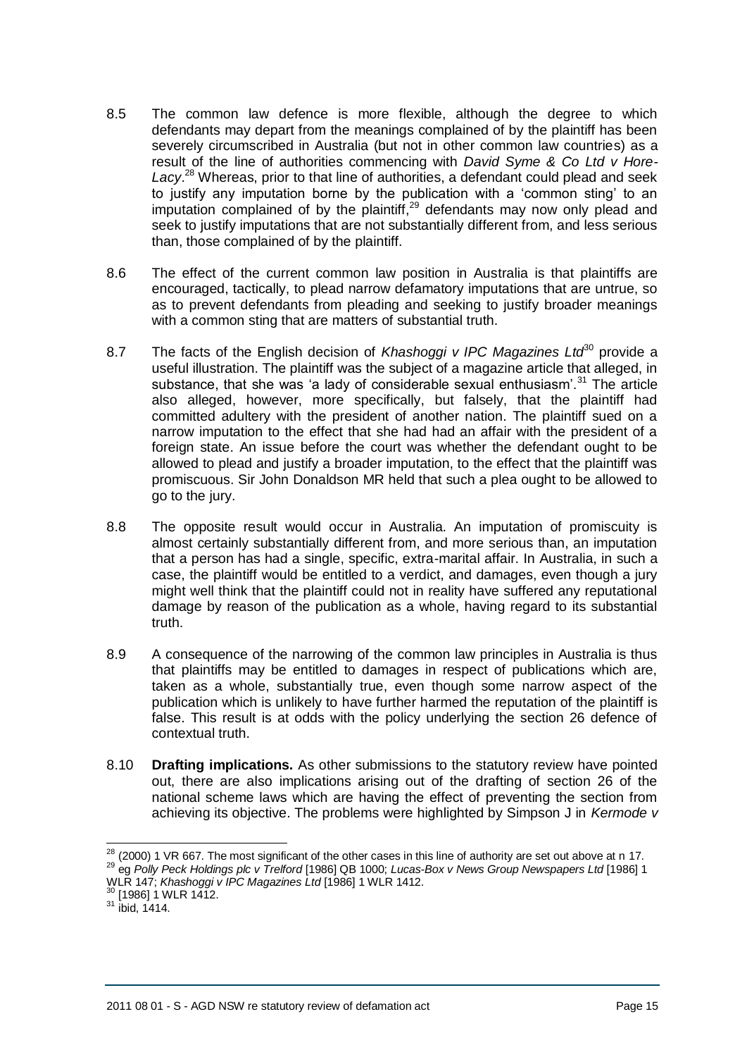8.5 The common law defence is more flexible, although the degree to which defendants may depart from the meanings complained of by the plaintiff has been severely circumscribed in Australia (but not in other common law countries) as a result of the line of authorities commencing with *David Syme & Co Ltd v Hore-Lacy*.[28] Whereas, prior to that line of authorities, a defendant could plead and seek to justify any imputation borne by the publication with a 'common sting' to an imputation complained of by the plaintiff,[29] defendants may now only plead and seek to justify imputations that are not substantially different from, and less serious than, those complained of by the plaintiff.

8.6 The effect of the current common law position in Australia is that plaintiffs are encouraged, tactically, to plead narrow defamatory imputations that are untrue, so as to prevent defendants from pleading and seeking to justify broader meanings with a common sting that are matters of substantial truth.

8.7 The facts of the English decision of *Khashoggi v IPC Magazines Ltd*[30] provide a useful illustration. The plaintiff was the subject of a magazine article that alleged, in substance, that she was 'a lady of considerable sexual enthusiasm'.[31] The article also alleged, however, more specifically, but falsely, that the plaintiff had committed adultery with the president of another nation. The plaintiff sued on a narrow imputation to the effect that she had had an affair with the president of a foreign state. An issue before the court was whether the defendant ought to be allowed to plead and justify a broader imputation, to the effect that the plaintiff was promiscuous. Sir John Donaldson MR held that such a plea ought to be allowed to go to the jury.

8.8 The opposite result would occur in Australia. An imputation of promiscuity is almost certainly substantially different from, and more serious than, an imputation that a person has had a single, specific, extra-marital affair. In Australia, in such a case, the plaintiff would be entitled to a verdict, and damages, even though a jury might well think that the plaintiff could not in reality have suffered any reputational damage by reason of the publication as a whole, having regard to its substantial truth.

8.9 A consequence of the narrowing of the common law principles in Australia is thus that plaintiffs may be entitled to damages in respect of publications which are, taken as a whole, substantially true, even though some narrow aspect of the publication which is unlikely to have further harmed the reputation of the plaintiff is false. This result is at odds with the policy underlying the section 26 defence of contextual truth.

8.10 **Drafting implications.** As other submissions to the statutory review have pointed out, there are also implications arising out of the drafting of section 26 of the national scheme laws which are having the effect of preventing the section from achieving its objective. The problems were highlighted by Simpson J in *Kermode v*

---

[28] (2000) 1 VR 667. The most significant of the other cases in this line of authority are set out above at n 17.

[29] eg *Polly Peck Holdings plc v Trelford* [1986] QB 1000; *Lucas-Box v News Group Newspapers Ltd* [1986] 1 WLR 147; *Khashoggi v IPC Magazines Ltd* [1986] 1 WLR 1412.

[30] [1986] 1 WLR 1412.

[31] ibid, 1414.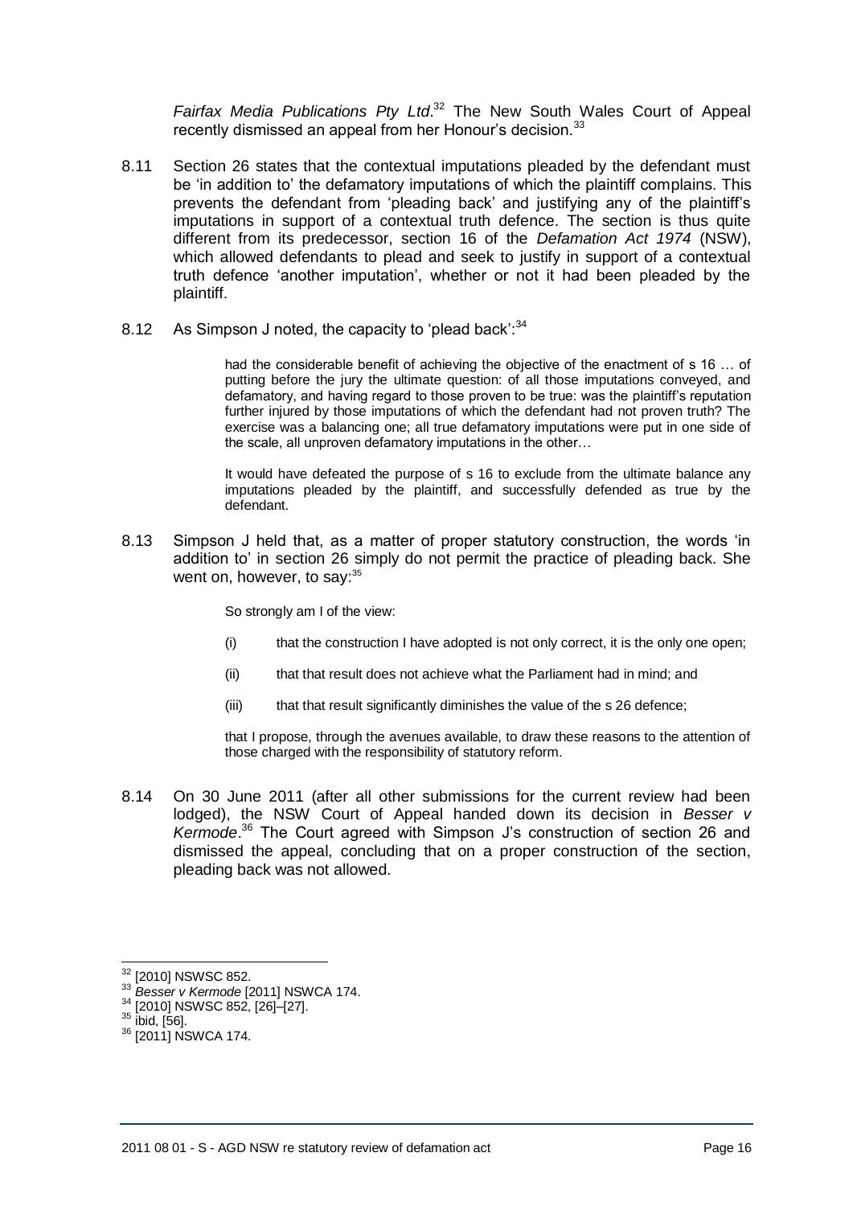*Fairfax Media Publications Pty Ltd*.[32] The New South Wales Court of Appeal recently dismissed an appeal from her Honour's decision.[33]

8.11 Section 26 states that the contextual imputations pleaded by the defendant must be 'in addition to' the defamatory imputations of which the plaintiff complains. This prevents the defendant from 'pleading back' and justifying any of the plaintiff's imputations in support of a contextual truth defence. The section is thus quite different from its predecessor, section 16 of the *Defamation Act 1974* (NSW), which allowed defendants to plead and seek to justify in support of a contextual truth defence 'another imputation', whether or not it had been pleaded by the plaintiff.

8.12 As Simpson J noted, the capacity to 'plead back':[34]

> had the considerable benefit of achieving the objective of the enactment of s 16 … of putting before the jury the ultimate question: of all those imputations conveyed, and defamatory, and having regard to those proven to be true: was the plaintiff's reputation further injured by those imputations of which the defendant had not proven truth? The exercise was a balancing one; all true defamatory imputations were put in one side of the scale, all unproven defamatory imputations in the other…
>
> It would have defeated the purpose of s 16 to exclude from the ultimate balance any imputations pleaded by the plaintiff, and successfully defended as true by the defendant.

8.13 Simpson J held that, as a matter of proper statutory construction, the words 'in addition to' in section 26 simply do not permit the practice of pleading back. She went on, however, to say:[35]

> So strongly am I of the view:
>
> (i) that the construction I have adopted is not only correct, it is the only one open;
>
> (ii) that that result does not achieve what the Parliament had in mind; and
>
> (iii) that that result significantly diminishes the value of the s 26 defence;
>
> that I propose, through the avenues available, to draw these reasons to the attention of those charged with the responsibility of statutory reform.

8.14 On 30 June 2011 (after all other submissions for the current review had been lodged), the NSW Court of Appeal handed down its decision in *Besser v Kermode*.[36] The Court agreed with Simpson J's construction of section 26 and dismissed the appeal, concluding that on a proper construction of the section, pleading back was not allowed.

---

[32] [2010] NSWSC 852.

[33] *Besser v Kermode* [2011] NSWCA 174.

[34] [2010] NSWSC 852, [26]–[27].

[35] ibid, [56].

[36] [2011] NSWCA 174.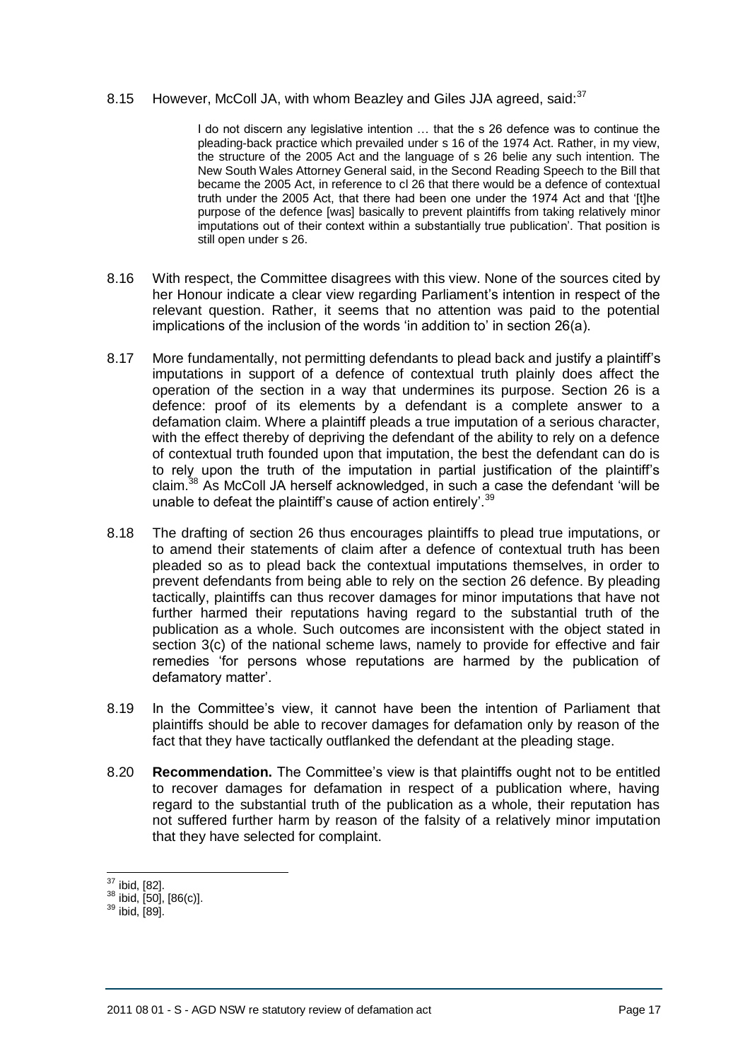8.15 However, McColl JA, with whom Beazley and Giles JJA agreed, said:[37]

> I do not discern any legislative intention … that the s 26 defence was to continue the pleading-back practice which prevailed under s 16 of the 1974 Act. Rather, in my view, the structure of the 2005 Act and the language of s 26 belie any such intention. The New South Wales Attorney General said, in the Second Reading Speech to the Bill that became the 2005 Act, in reference to cl 26 that there would be a defence of contextual truth under the 2005 Act, that there had been one under the 1974 Act and that '[t]he purpose of the defence [was] basically to prevent plaintiffs from taking relatively minor imputations out of their context within a substantially true publication'. That position is still open under s 26.

8.16 With respect, the Committee disagrees with this view. None of the sources cited by her Honour indicate a clear view regarding Parliament's intention in respect of the relevant question. Rather, it seems that no attention was paid to the potential implications of the inclusion of the words 'in addition to' in section 26(a).

8.17 More fundamentally, not permitting defendants to plead back and justify a plaintiff's imputations in support of a defence of contextual truth plainly does affect the operation of the section in a way that undermines its purpose. Section 26 is a defence: proof of its elements by a defendant is a complete answer to a defamation claim. Where a plaintiff pleads a true imputation of a serious character, with the effect thereby of depriving the defendant of the ability to rely on a defence of contextual truth founded upon that imputation, the best the defendant can do is to rely upon the truth of the imputation in partial justification of the plaintiff's claim.[38] As McColl JA herself acknowledged, in such a case the defendant 'will be unable to defeat the plaintiff's cause of action entirely'.[39]

8.18 The drafting of section 26 thus encourages plaintiffs to plead true imputations, or to amend their statements of claim after a defence of contextual truth has been pleaded so as to plead back the contextual imputations themselves, in order to prevent defendants from being able to rely on the section 26 defence. By pleading tactically, plaintiffs can thus recover damages for minor imputations that have not further harmed their reputations having regard to the substantial truth of the publication as a whole. Such outcomes are inconsistent with the object stated in section 3(c) of the national scheme laws, namely to provide for effective and fair remedies 'for persons whose reputations are harmed by the publication of defamatory matter'.

8.19 In the Committee's view, it cannot have been the intention of Parliament that plaintiffs should be able to recover damages for defamation only by reason of the fact that they have tactically outflanked the defendant at the pleading stage.

8.20 **Recommendation.** The Committee's view is that plaintiffs ought not to be entitled to recover damages for defamation in respect of a publication where, having regard to the substantial truth of the publication as a whole, their reputation has not suffered further harm by reason of the falsity of a relatively minor imputation that they have selected for complaint.

---

[37] ibid, [82].
[38] ibid, [50], [86(c)].
[39] ibid, [89].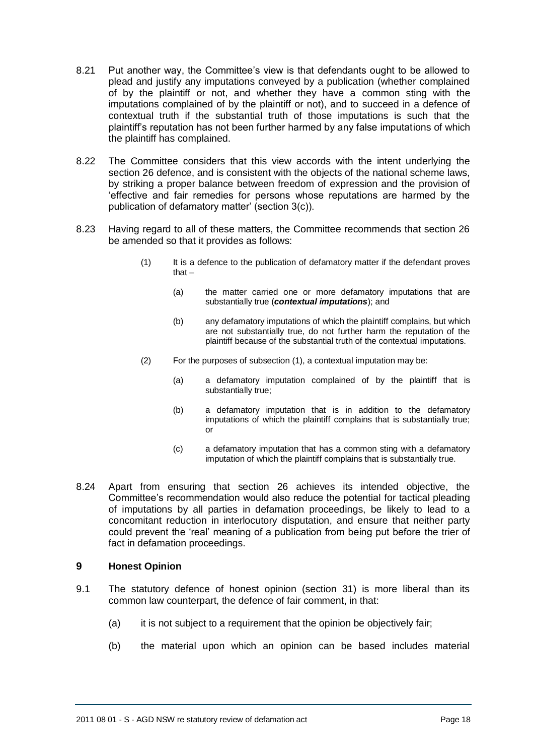8.21 Put another way, the Committee's view is that defendants ought to be allowed to plead and justify any imputations conveyed by a publication (whether complained of by the plaintiff or not, and whether they have a common sting with the imputations complained of by the plaintiff or not), and to succeed in a defence of contextual truth if the substantial truth of those imputations is such that the plaintiff's reputation has not been further harmed by any false imputations of which the plaintiff has complained.

8.22 The Committee considers that this view accords with the intent underlying the section 26 defence, and is consistent with the objects of the national scheme laws, by striking a proper balance between freedom of expression and the provision of 'effective and fair remedies for persons whose reputations are harmed by the publication of defamatory matter' (section 3(c)).

8.23 Having regard to all of these matters, the Committee recommends that section 26 be amended so that it provides as follows:

> (1) It is a defence to the publication of defamatory matter if the defendant proves that –
>
> > (a) the matter carried one or more defamatory imputations that are substantially true (***contextual imputations***); and
> >
> > (b) any defamatory imputations of which the plaintiff complains, but which are not substantially true, do not further harm the reputation of the plaintiff because of the substantial truth of the contextual imputations.
>
> (2) For the purposes of subsection (1), a contextual imputation may be:
>
> > (a) a defamatory imputation complained of by the plaintiff that is substantially true;
> >
> > (b) a defamatory imputation that is in addition to the defamatory imputations of which the plaintiff complains that is substantially true; or
> >
> > (c) a defamatory imputation that has a common sting with a defamatory imputation of which the plaintiff complains that is substantially true.

8.24 Apart from ensuring that section 26 achieves its intended objective, the Committee's recommendation would also reduce the potential for tactical pleading of imputations by all parties in defamation proceedings, be likely to lead to a concomitant reduction in interlocutory disputation, and ensure that neither party could prevent the 'real' meaning of a publication from being put before the trier of fact in defamation proceedings.

## 9 Honest Opinion

9.1 The statutory defence of honest opinion (section 31) is more liberal than its common law counterpart, the defence of fair comment, in that:

(a) it is not subject to a requirement that the opinion be objectively fair;

(b) the material upon which an opinion can be based includes material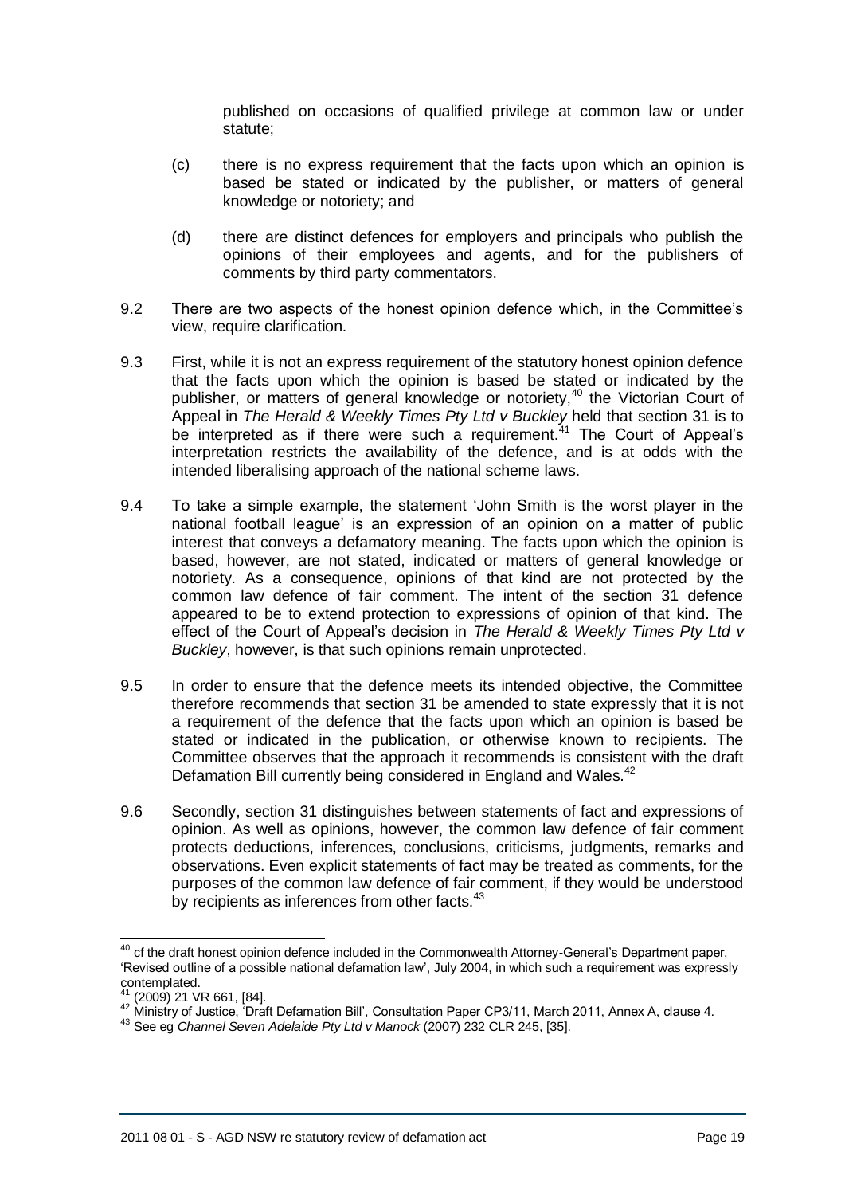published on occasions of qualified privilege at common law or under statute;

(c) there is no express requirement that the facts upon which an opinion is based be stated or indicated by the publisher, or matters of general knowledge or notoriety; and

(d) there are distinct defences for employers and principals who publish the opinions of their employees and agents, and for the publishers of comments by third party commentators.

9.2 There are two aspects of the honest opinion defence which, in the Committee's view, require clarification.

9.3 First, while it is not an express requirement of the statutory honest opinion defence that the facts upon which the opinion is based be stated or indicated by the publisher, or matters of general knowledge or notoriety,[40] the Victorian Court of Appeal in *The Herald & Weekly Times Pty Ltd v Buckley* held that section 31 is to be interpreted as if there were such a requirement.[41] The Court of Appeal's interpretation restricts the availability of the defence, and is at odds with the intended liberalising approach of the national scheme laws.

9.4 To take a simple example, the statement 'John Smith is the worst player in the national football league' is an expression of an opinion on a matter of public interest that conveys a defamatory meaning. The facts upon which the opinion is based, however, are not stated, indicated or matters of general knowledge or notoriety. As a consequence, opinions of that kind are not protected by the common law defence of fair comment. The intent of the section 31 defence appeared to be to extend protection to expressions of opinion of that kind. The effect of the Court of Appeal's decision in *The Herald & Weekly Times Pty Ltd v Buckley*, however, is that such opinions remain unprotected.

9.5 In order to ensure that the defence meets its intended objective, the Committee therefore recommends that section 31 be amended to state expressly that it is not a requirement of the defence that the facts upon which an opinion is based be stated or indicated in the publication, or otherwise known to recipients. The Committee observes that the approach it recommends is consistent with the draft Defamation Bill currently being considered in England and Wales.[42]

9.6 Secondly, section 31 distinguishes between statements of fact and expressions of opinion. As well as opinions, however, the common law defence of fair comment protects deductions, inferences, conclusions, criticisms, judgments, remarks and observations. Even explicit statements of fact may be treated as comments, for the purposes of the common law defence of fair comment, if they would be understood by recipients as inferences from other facts.[43]

---

[40] cf the draft honest opinion defence included in the Commonwealth Attorney-General's Department paper, 'Revised outline of a possible national defamation law', July 2004, in which such a requirement was expressly contemplated.

[41] (2009) 21 VR 661, [84].

[42] Ministry of Justice, 'Draft Defamation Bill', Consultation Paper CP3/11, March 2011, Annex A, clause 4.

[43] See eg *Channel Seven Adelaide Pty Ltd v Manock* (2007) 232 CLR 245, [35].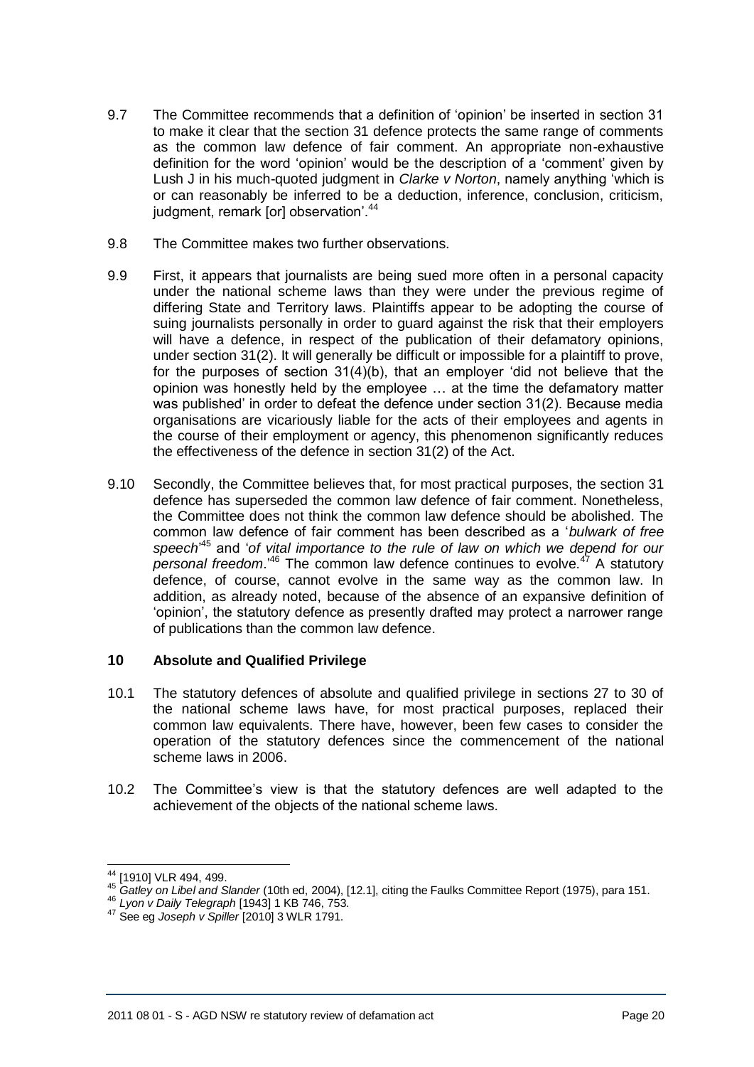9.7 The Committee recommends that a definition of 'opinion' be inserted in section 31 to make it clear that the section 31 defence protects the same range of comments as the common law defence of fair comment. An appropriate non-exhaustive definition for the word 'opinion' would be the description of a 'comment' given by Lush J in his much-quoted judgment in *Clarke v Norton*, namely anything 'which is or can reasonably be inferred to be a deduction, inference, conclusion, criticism, judgment, remark [or] observation'.[44]

9.8 The Committee makes two further observations.

9.9 First, it appears that journalists are being sued more often in a personal capacity under the national scheme laws than they were under the previous regime of differing State and Territory laws. Plaintiffs appear to be adopting the course of suing journalists personally in order to guard against the risk that their employers will have a defence, in respect of the publication of their defamatory opinions, under section 31(2). It will generally be difficult or impossible for a plaintiff to prove, for the purposes of section 31(4)(b), that an employer 'did not believe that the opinion was honestly held by the employee … at the time the defamatory matter was published' in order to defeat the defence under section 31(2). Because media organisations are vicariously liable for the acts of their employees and agents in the course of their employment or agency, this phenomenon significantly reduces the effectiveness of the defence in section 31(2) of the Act.

9.10 Secondly, the Committee believes that, for most practical purposes, the section 31 defence has superseded the common law defence of fair comment. Nonetheless, the Committee does not think the common law defence should be abolished. The common law defence of fair comment has been described as a '*bulwark of free speech*'[45] and '*of vital importance to the rule of law on which we depend for our personal freedom*.'[46] The common law defence continues to evolve.[47] A statutory defence, of course, cannot evolve in the same way as the common law. In addition, as already noted, because of the absence of an expansive definition of 'opinion', the statutory defence as presently drafted may protect a narrower range of publications than the common law defence.

## 10 Absolute and Qualified Privilege

10.1 The statutory defences of absolute and qualified privilege in sections 27 to 30 of the national scheme laws have, for most practical purposes, replaced their common law equivalents. There have, however, been few cases to consider the operation of the statutory defences since the commencement of the national scheme laws in 2006.

10.2 The Committee's view is that the statutory defences are well adapted to the achievement of the objects of the national scheme laws.

---

[44] [1910] VLR 494, 499.

[45] *Gatley on Libel and Slander* (10th ed, 2004), [12.1], citing the Faulks Committee Report (1975), para 151.

[46] *Lyon v Daily Telegraph* [1943] 1 KB 746, 753.

[47] See eg *Joseph v Spiller* [2010] 3 WLR 1791.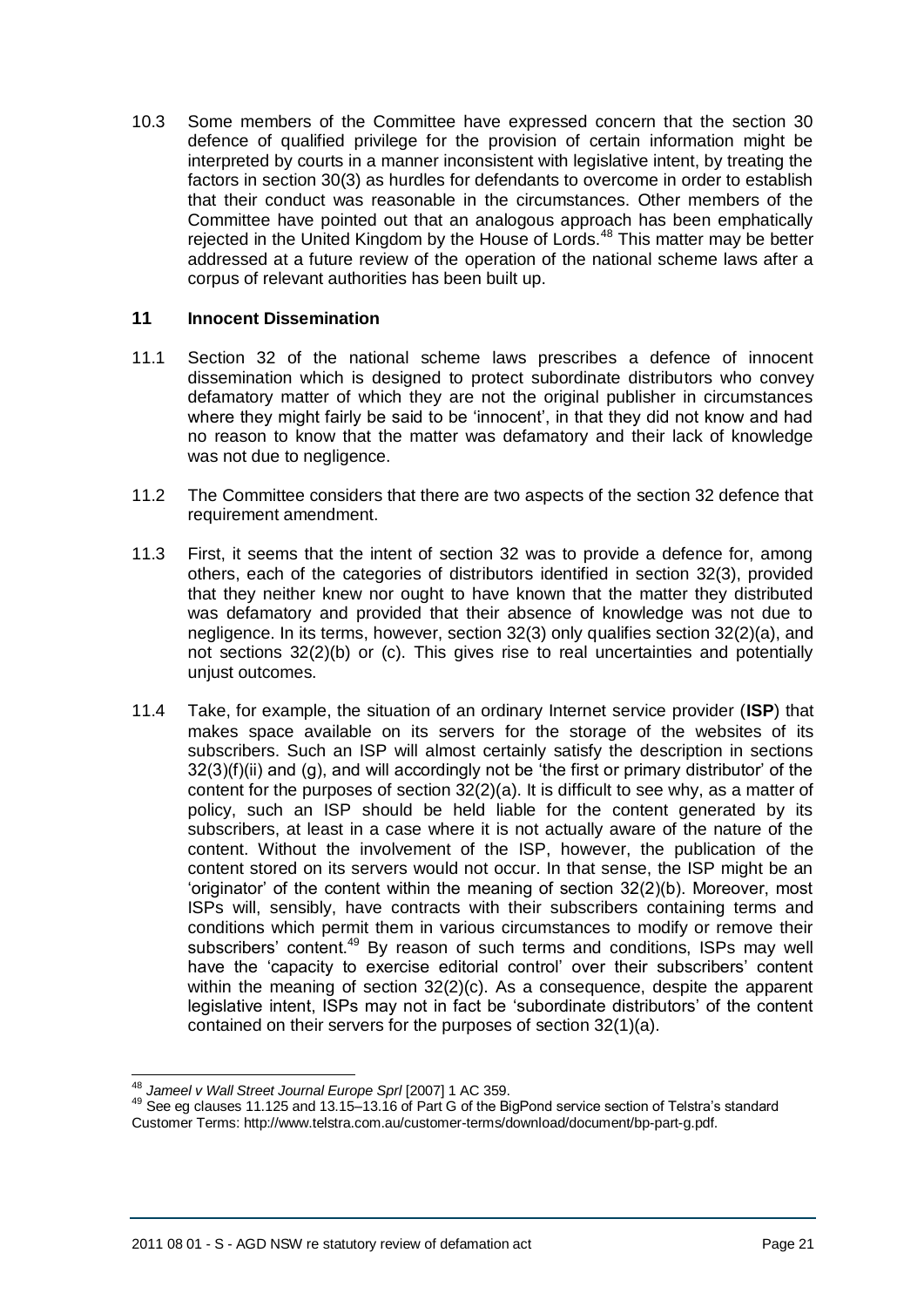10.3 Some members of the Committee have expressed concern that the section 30 defence of qualified privilege for the provision of certain information might be interpreted by courts in a manner inconsistent with legislative intent, by treating the factors in section 30(3) as hurdles for defendants to overcome in order to establish that their conduct was reasonable in the circumstances. Other members of the Committee have pointed out that an analogous approach has been emphatically rejected in the United Kingdom by the House of Lords.[48] This matter may be better addressed at a future review of the operation of the national scheme laws after a corpus of relevant authorities has been built up.

## 11 Innocent Dissemination

11.1 Section 32 of the national scheme laws prescribes a defence of innocent dissemination which is designed to protect subordinate distributors who convey defamatory matter of which they are not the original publisher in circumstances where they might fairly be said to be 'innocent', in that they did not know and had no reason to know that the matter was defamatory and their lack of knowledge was not due to negligence.

11.2 The Committee considers that there are two aspects of the section 32 defence that requirement amendment.

11.3 First, it seems that the intent of section 32 was to provide a defence for, among others, each of the categories of distributors identified in section 32(3), provided that they neither knew nor ought to have known that the matter they distributed was defamatory and provided that their absence of knowledge was not due to negligence. In its terms, however, section 32(3) only qualifies section 32(2)(a), and not sections 32(2)(b) or (c). This gives rise to real uncertainties and potentially unjust outcomes.

11.4 Take, for example, the situation of an ordinary Internet service provider (**ISP**) that makes space available on its servers for the storage of the websites of its subscribers. Such an ISP will almost certainly satisfy the description in sections 32(3)(f)(ii) and (g), and will accordingly not be 'the first or primary distributor' of the content for the purposes of section 32(2)(a). It is difficult to see why, as a matter of policy, such an ISP should be held liable for the content generated by its subscribers, at least in a case where it is not actually aware of the nature of the content. Without the involvement of the ISP, however, the publication of the content stored on its servers would not occur. In that sense, the ISP might be an 'originator' of the content within the meaning of section 32(2)(b). Moreover, most ISPs will, sensibly, have contracts with their subscribers containing terms and conditions which permit them in various circumstances to modify or remove their subscribers' content.[49] By reason of such terms and conditions, ISPs may well have the 'capacity to exercise editorial control' over their subscribers' content within the meaning of section 32(2)(c). As a consequence, despite the apparent legislative intent, ISPs may not in fact be 'subordinate distributors' of the content contained on their servers for the purposes of section 32(1)(a).

---

[48] *Jameel v Wall Street Journal Europe Sprl* [2007] 1 AC 359.

[49] See eg clauses 11.125 and 13.15–13.16 of Part G of the BigPond service section of Telstra's standard Customer Terms: http://www.telstra.com.au/customer-terms/download/document/bp-part-g.pdf.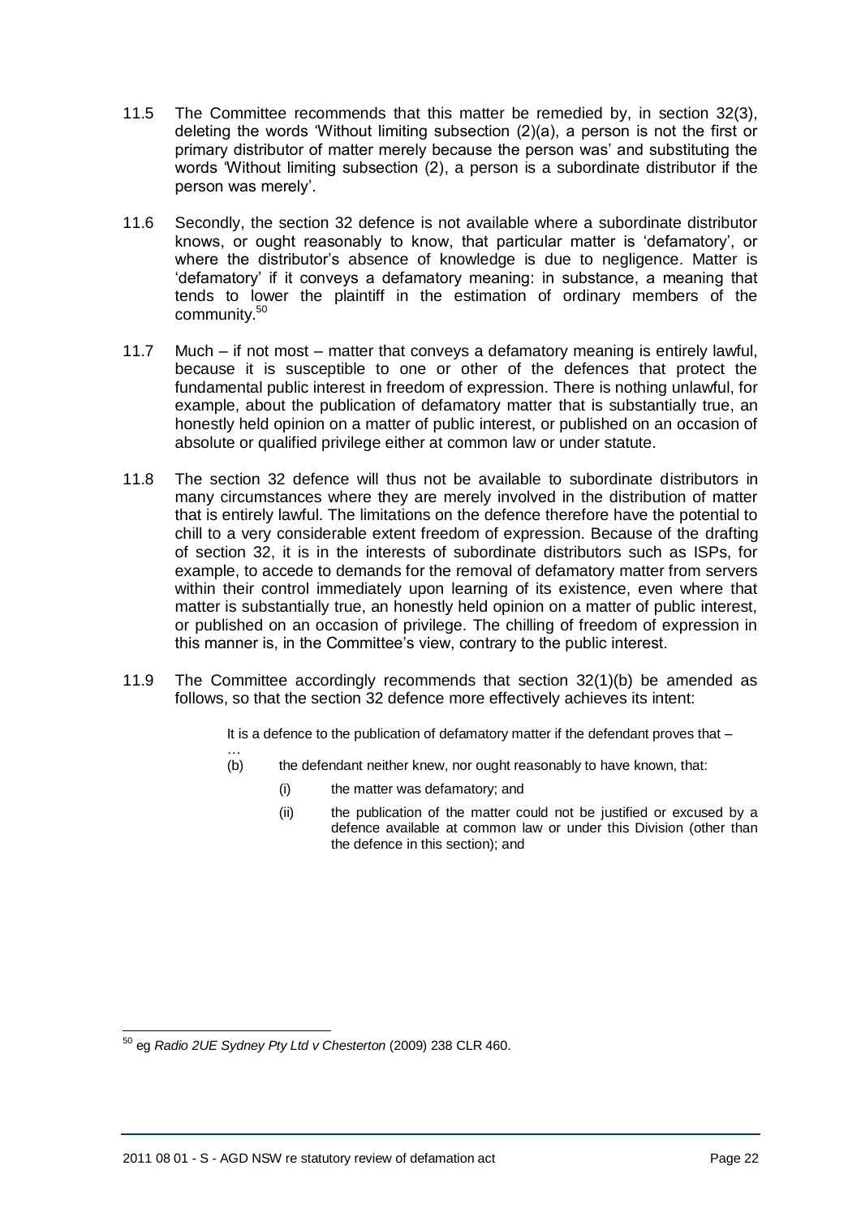11.5 The Committee recommends that this matter be remedied by, in section 32(3), deleting the words 'Without limiting subsection (2)(a), a person is not the first or primary distributor of matter merely because the person was' and substituting the words 'Without limiting subsection (2), a person is a subordinate distributor if the person was merely'.

11.6 Secondly, the section 32 defence is not available where a subordinate distributor knows, or ought reasonably to know, that particular matter is 'defamatory', or where the distributor's absence of knowledge is due to negligence. Matter is 'defamatory' if it conveys a defamatory meaning: in substance, a meaning that tends to lower the plaintiff in the estimation of ordinary members of the community.[50]

11.7 Much – if not most – matter that conveys a defamatory meaning is entirely lawful, because it is susceptible to one or other of the defences that protect the fundamental public interest in freedom of expression. There is nothing unlawful, for example, about the publication of defamatory matter that is substantially true, an honestly held opinion on a matter of public interest, or published on an occasion of absolute or qualified privilege either at common law or under statute.

11.8 The section 32 defence will thus not be available to subordinate distributors in many circumstances where they are merely involved in the distribution of matter that is entirely lawful. The limitations on the defence therefore have the potential to chill to a very considerable extent freedom of expression. Because of the drafting of section 32, it is in the interests of subordinate distributors such as ISPs, for example, to accede to demands for the removal of defamatory matter from servers within their control immediately upon learning of its existence, even where that matter is substantially true, an honestly held opinion on a matter of public interest, or published on an occasion of privilege. The chilling of freedom of expression in this manner is, in the Committee's view, contrary to the public interest.

11.9 The Committee accordingly recommends that section 32(1)(b) be amended as follows, so that the section 32 defence more effectively achieves its intent:

> It is a defence to the publication of defamatory matter if the defendant proves that –
>
> …
>
> (b) the defendant neither knew, nor ought reasonably to have known, that:
>
> (i) the matter was defamatory; and
>
> (ii) the publication of the matter could not be justified or excused by a defence available at common law or under this Division (other than the defence in this section); and

---

[50] eg *Radio 2UE Sydney Pty Ltd v Chesterton* (2009) 238 CLR 460.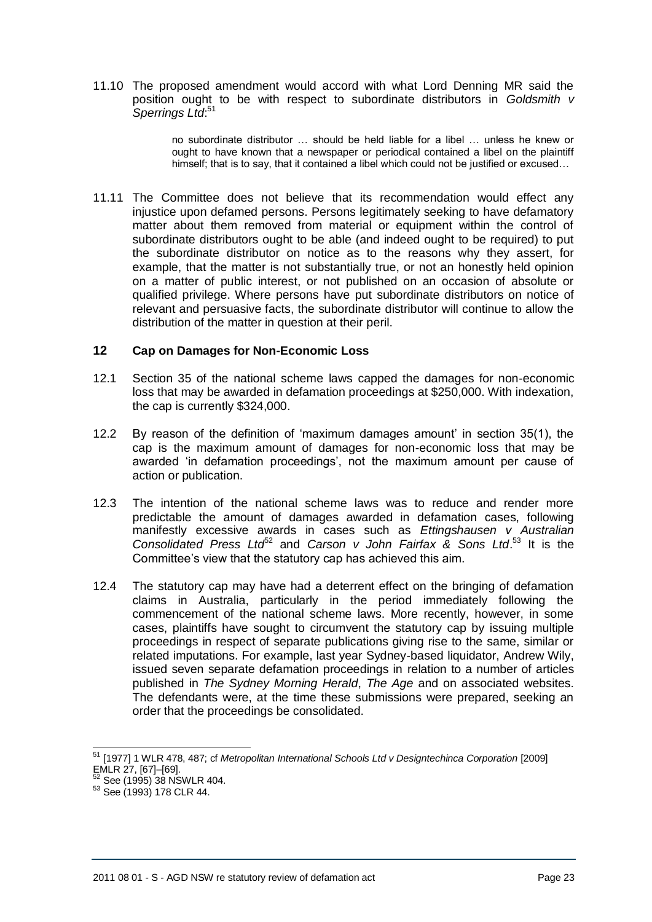11.10 The proposed amendment would accord with what Lord Denning MR said the position ought to be with respect to subordinate distributors in *Goldsmith v Sperrings Ltd*:[51]

> no subordinate distributor … should be held liable for a libel … unless he knew or ought to have known that a newspaper or periodical contained a libel on the plaintiff himself; that is to say, that it contained a libel which could not be justified or excused…

11.11 The Committee does not believe that its recommendation would effect any injustice upon defamed persons. Persons legitimately seeking to have defamatory matter about them removed from material or equipment within the control of subordinate distributors ought to be able (and indeed ought to be required) to put the subordinate distributor on notice as to the reasons why they assert, for example, that the matter is not substantially true, or not an honestly held opinion on a matter of public interest, or not published on an occasion of absolute or qualified privilege. Where persons have put subordinate distributors on notice of relevant and persuasive facts, the subordinate distributor will continue to allow the distribution of the matter in question at their peril.

## 12 Cap on Damages for Non-Economic Loss

12.1 Section 35 of the national scheme laws capped the damages for non-economic loss that may be awarded in defamation proceedings at $250,000. With indexation, the cap is currently $324,000.

12.2 By reason of the definition of 'maximum damages amount' in section 35(1), the cap is the maximum amount of damages for non-economic loss that may be awarded 'in defamation proceedings', not the maximum amount per cause of action or publication.

12.3 The intention of the national scheme laws was to reduce and render more predictable the amount of damages awarded in defamation cases, following manifestly excessive awards in cases such as *Ettingshausen v Australian Consolidated Press Ltd*[52] and *Carson v John Fairfax & Sons Ltd*.[53] It is the Committee's view that the statutory cap has achieved this aim.

12.4 The statutory cap may have had a deterrent effect on the bringing of defamation claims in Australia, particularly in the period immediately following the commencement of the national scheme laws. More recently, however, in some cases, plaintiffs have sought to circumvent the statutory cap by issuing multiple proceedings in respect of separate publications giving rise to the same, similar or related imputations. For example, last year Sydney-based liquidator, Andrew Wily, issued seven separate defamation proceedings in relation to a number of articles published in *The Sydney Morning Herald*, *The Age* and on associated websites. The defendants were, at the time these submissions were prepared, seeking an order that the proceedings be consolidated.

---

[51] [1977] 1 WLR 478, 487; cf *Metropolitan International Schools Ltd v Designtechinca Corporation* [2009] EMLR 27, [67]–[69].

[52] See (1995) 38 NSWLR 404.

[53] See (1993) 178 CLR 44.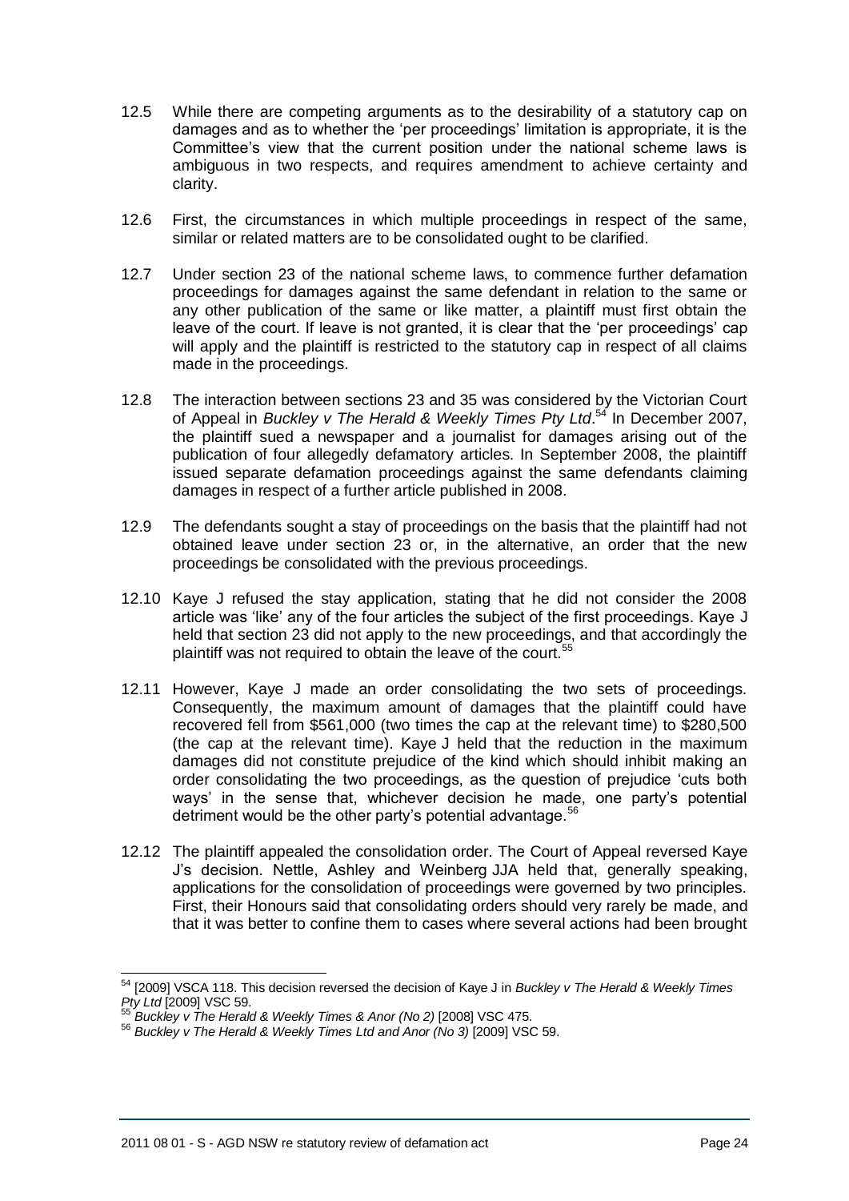12.5 While there are competing arguments as to the desirability of a statutory cap on damages and as to whether the 'per proceedings' limitation is appropriate, it is the Committee's view that the current position under the national scheme laws is ambiguous in two respects, and requires amendment to achieve certainty and clarity.

12.6 First, the circumstances in which multiple proceedings in respect of the same, similar or related matters are to be consolidated ought to be clarified.

12.7 Under section 23 of the national scheme laws, to commence further defamation proceedings for damages against the same defendant in relation to the same or any other publication of the same or like matter, a plaintiff must first obtain the leave of the court. If leave is not granted, it is clear that the 'per proceedings' cap will apply and the plaintiff is restricted to the statutory cap in respect of all claims made in the proceedings.

12.8 The interaction between sections 23 and 35 was considered by the Victorian Court of Appeal in *Buckley v The Herald & Weekly Times Pty Ltd*.[54] In December 2007, the plaintiff sued a newspaper and a journalist for damages arising out of the publication of four allegedly defamatory articles. In September 2008, the plaintiff issued separate defamation proceedings against the same defendants claiming damages in respect of a further article published in 2008.

12.9 The defendants sought a stay of proceedings on the basis that the plaintiff had not obtained leave under section 23 or, in the alternative, an order that the new proceedings be consolidated with the previous proceedings.

12.10 Kaye J refused the stay application, stating that he did not consider the 2008 article was 'like' any of the four articles the subject of the first proceedings. Kaye J held that section 23 did not apply to the new proceedings, and that accordingly the plaintiff was not required to obtain the leave of the court.[55]

12.11 However, Kaye J made an order consolidating the two sets of proceedings. Consequently, the maximum amount of damages that the plaintiff could have recovered fell from \$561,000 (two times the cap at the relevant time) to \$280,500 (the cap at the relevant time). Kaye J held that the reduction in the maximum damages did not constitute prejudice of the kind which should inhibit making an order consolidating the two proceedings, as the question of prejudice 'cuts both ways' in the sense that, whichever decision he made, one party's potential detriment would be the other party's potential advantage.[56]

12.12 The plaintiff appealed the consolidation order. The Court of Appeal reversed Kaye J's decision. Nettle, Ashley and Weinberg JJA held that, generally speaking, applications for the consolidation of proceedings were governed by two principles. First, their Honours said that consolidating orders should very rarely be made, and that it was better to confine them to cases where several actions had been brought

---

[54] [2009] VSCA 118. This decision reversed the decision of Kaye J in *Buckley v The Herald & Weekly Times Pty Ltd* [2009] VSC 59.

[55] *Buckley v The Herald & Weekly Times & Anor (No 2)* [2008] VSC 475.

[56] *Buckley v The Herald & Weekly Times Ltd and Anor (No 3)* [2009] VSC 59.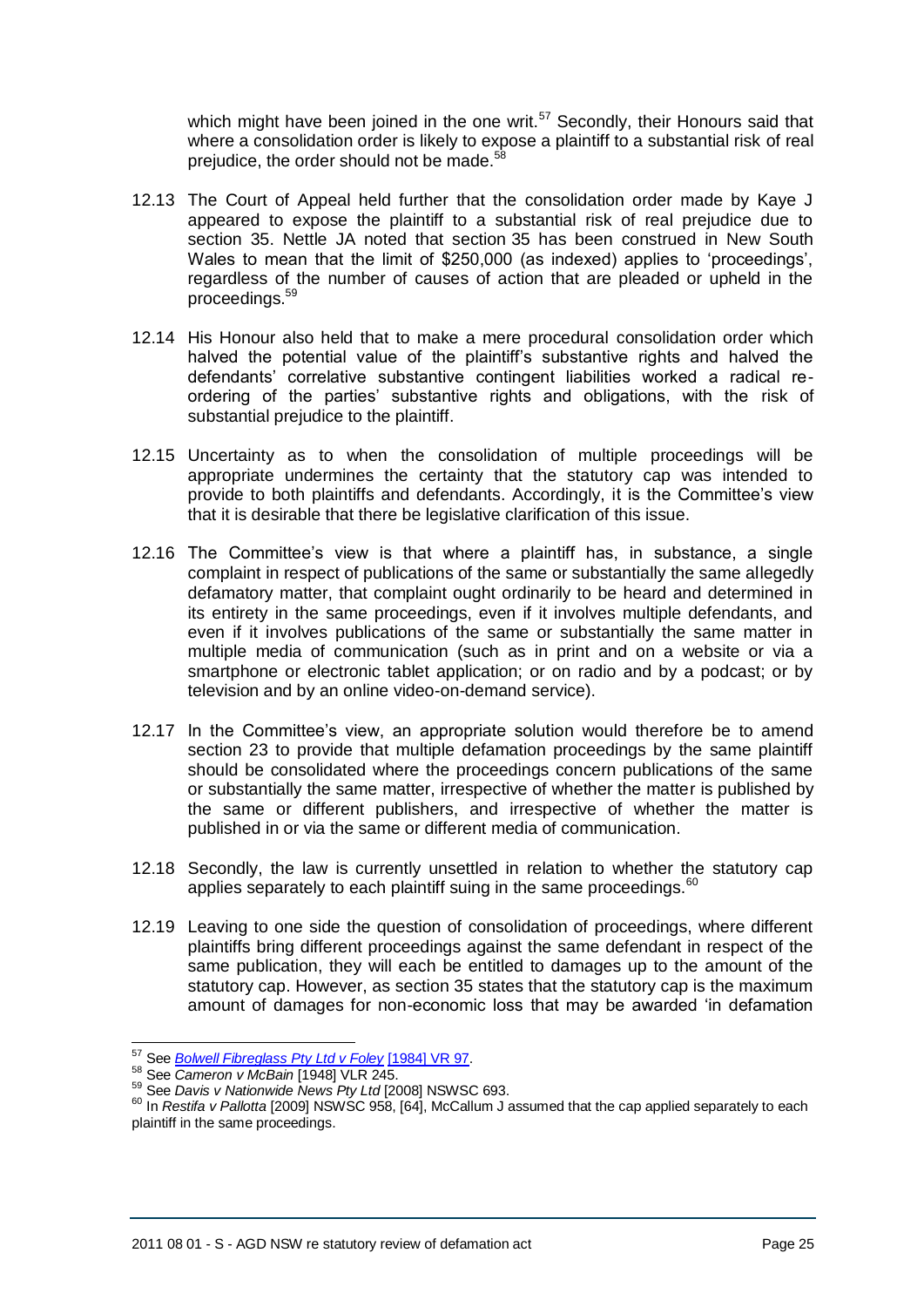which might have been joined in the one writ.[57] Secondly, their Honours said that where a consolidation order is likely to expose a plaintiff to a substantial risk of real prejudice, the order should not be made.[58]

12.13 The Court of Appeal held further that the consolidation order made by Kaye J appeared to expose the plaintiff to a substantial risk of real prejudice due to section 35. Nettle JA noted that section 35 has been construed in New South Wales to mean that the limit of $250,000 (as indexed) applies to 'proceedings', regardless of the number of causes of action that are pleaded or upheld in the proceedings.[59]

12.14 His Honour also held that to make a mere procedural consolidation order which halved the potential value of the plaintiff's substantive rights and halved the defendants' correlative substantive contingent liabilities worked a radical re-ordering of the parties' substantive rights and obligations, with the risk of substantial prejudice to the plaintiff.

12.15 Uncertainty as to when the consolidation of multiple proceedings will be appropriate undermines the certainty that the statutory cap was intended to provide to both plaintiffs and defendants. Accordingly, it is the Committee's view that it is desirable that there be legislative clarification of this issue.

12.16 The Committee's view is that where a plaintiff has, in substance, a single complaint in respect of publications of the same or substantially the same allegedly defamatory matter, that complaint ought ordinarily to be heard and determined in its entirety in the same proceedings, even if it involves multiple defendants, and even if it involves publications of the same or substantially the same matter in multiple media of communication (such as in print and on a website or via a smartphone or electronic tablet application; or on radio and by a podcast; or by television and by an online video-on-demand service).

12.17 In the Committee's view, an appropriate solution would therefore be to amend section 23 to provide that multiple defamation proceedings by the same plaintiff should be consolidated where the proceedings concern publications of the same or substantially the same matter, irrespective of whether the matter is published by the same or different publishers, and irrespective of whether the matter is published in or via the same or different media of communication.

12.18 Secondly, the law is currently unsettled in relation to whether the statutory cap applies separately to each plaintiff suing in the same proceedings.[60]

12.19 Leaving to one side the question of consolidation of proceedings, where different plaintiffs bring different proceedings against the same defendant in respect of the same publication, they will each be entitled to damages up to the amount of the statutory cap. However, as section 35 states that the statutory cap is the maximum amount of damages for non-economic loss that may be awarded 'in defamation

---

[57] See *Bolwell Fibreglass Pty Ltd v Foley* [1984] VR 97.

[58] See *Cameron v McBain* [1948] VLR 245.

[59] See *Davis v Nationwide News Pty Ltd* [2008] NSWSC 693.

[60] In *Restifa v Pallotta* [2009] NSWSC 958, [64], McCallum J assumed that the cap applied separately to each plaintiff in the same proceedings.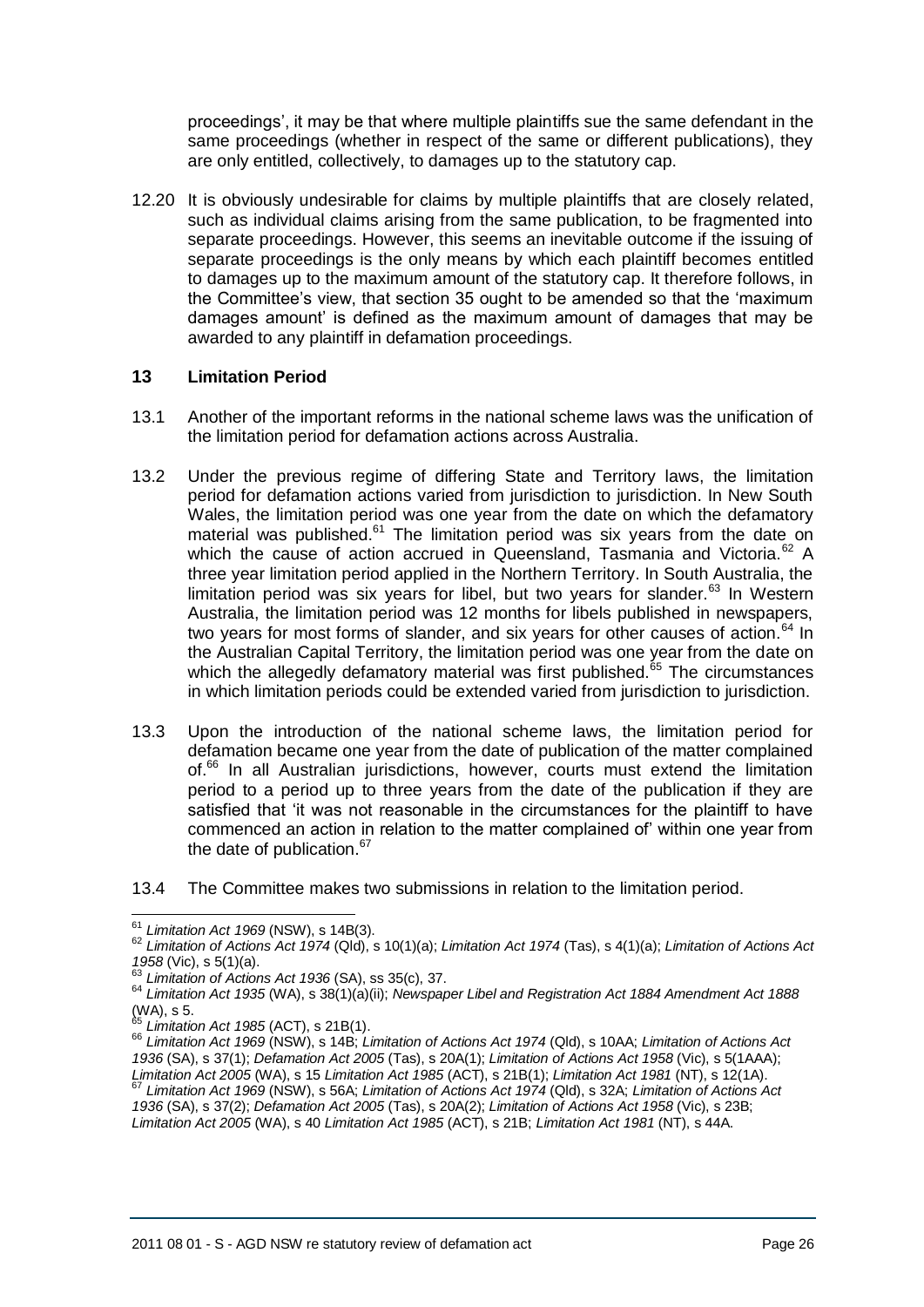proceedings', it may be that where multiple plaintiffs sue the same defendant in the same proceedings (whether in respect of the same or different publications), they are only entitled, collectively, to damages up to the statutory cap.

12.20 It is obviously undesirable for claims by multiple plaintiffs that are closely related, such as individual claims arising from the same publication, to be fragmented into separate proceedings. However, this seems an inevitable outcome if the issuing of separate proceedings is the only means by which each plaintiff becomes entitled to damages up to the maximum amount of the statutory cap. It therefore follows, in the Committee's view, that section 35 ought to be amended so that the 'maximum damages amount' is defined as the maximum amount of damages that may be awarded to any plaintiff in defamation proceedings.

## 13 Limitation Period

13.1 Another of the important reforms in the national scheme laws was the unification of the limitation period for defamation actions across Australia.

13.2 Under the previous regime of differing State and Territory laws, the limitation period for defamation actions varied from jurisdiction to jurisdiction. In New South Wales, the limitation period was one year from the date on which the defamatory material was published.[61] The limitation period was six years from the date on which the cause of action accrued in Queensland, Tasmania and Victoria.[62] A three year limitation period applied in the Northern Territory. In South Australia, the limitation period was six years for libel, but two years for slander.[63] In Western Australia, the limitation period was 12 months for libels published in newspapers, two years for most forms of slander, and six years for other causes of action.[64] In the Australian Capital Territory, the limitation period was one year from the date on which the allegedly defamatory material was first published.[65] The circumstances in which limitation periods could be extended varied from jurisdiction to jurisdiction.

13.3 Upon the introduction of the national scheme laws, the limitation period for defamation became one year from the date of publication of the matter complained of.[66] In all Australian jurisdictions, however, courts must extend the limitation period to a period up to three years from the date of the publication if they are satisfied that 'it was not reasonable in the circumstances for the plaintiff to have commenced an action in relation to the matter complained of' within one year from the date of publication.[67]

13.4 The Committee makes two submissions in relation to the limitation period.

---

[61] *Limitation Act 1969* (NSW), s 14B(3).

[62] *Limitation of Actions Act 1974* (Qld), s 10(1)(a); *Limitation Act 1974* (Tas), s 4(1)(a); *Limitation of Actions Act 1958* (Vic), s 5(1)(a).

[63] *Limitation of Actions Act 1936* (SA), ss 35(c), 37.

[64] *Limitation Act 1935* (WA), s 38(1)(a)(ii); *Newspaper Libel and Registration Act 1884 Amendment Act 1888* (WA), s 5.

[65] *Limitation Act 1985* (ACT), s 21B(1).

[66] *Limitation Act 1969* (NSW), s 14B; *Limitation of Actions Act 1974* (Qld), s 10AA; *Limitation of Actions Act 1936* (SA), s 37(1); *Defamation Act 2005* (Tas), s 20A(1); *Limitation of Actions Act 1958* (Vic), s 5(1AAA); *Limitation Act 2005* (WA), s 15 *Limitation Act 1985* (ACT), s 21B(1); *Limitation Act 1981* (NT), s 12(1A).

[67] *Limitation Act 1969* (NSW), s 56A; *Limitation of Actions Act 1974* (Qld), s 32A; *Limitation of Actions Act 1936* (SA), s 37(2); *Defamation Act 2005* (Tas), s 20A(2); *Limitation of Actions Act 1958* (Vic), s 23B; *Limitation Act 2005* (WA), s 40 *Limitation Act 1985* (ACT), s 21B; *Limitation Act 1981* (NT), s 44A.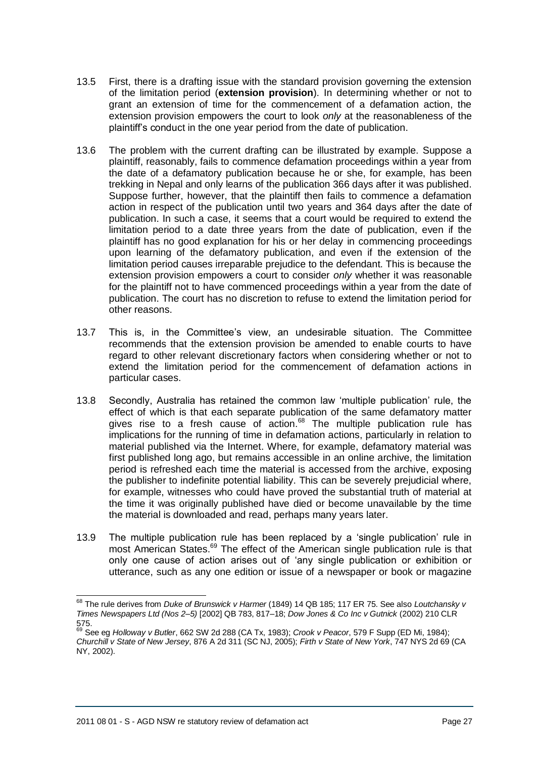13.5 First, there is a drafting issue with the standard provision governing the extension of the limitation period (**extension provision**). In determining whether or not to grant an extension of time for the commencement of a defamation action, the extension provision empowers the court to look *only* at the reasonableness of the plaintiff's conduct in the one year period from the date of publication.

13.6 The problem with the current drafting can be illustrated by example. Suppose a plaintiff, reasonably, fails to commence defamation proceedings within a year from the date of a defamatory publication because he or she, for example, has been trekking in Nepal and only learns of the publication 366 days after it was published. Suppose further, however, that the plaintiff then fails to commence a defamation action in respect of the publication until two years and 364 days after the date of publication. In such a case, it seems that a court would be required to extend the limitation period to a date three years from the date of publication, even if the plaintiff has no good explanation for his or her delay in commencing proceedings upon learning of the defamatory publication, and even if the extension of the limitation period causes irreparable prejudice to the defendant. This is because the extension provision empowers a court to consider *only* whether it was reasonable for the plaintiff not to have commenced proceedings within a year from the date of publication. The court has no discretion to refuse to extend the limitation period for other reasons.

13.7 This is, in the Committee's view, an undesirable situation. The Committee recommends that the extension provision be amended to enable courts to have regard to other relevant discretionary factors when considering whether or not to extend the limitation period for the commencement of defamation actions in particular cases.

13.8 Secondly, Australia has retained the common law 'multiple publication' rule, the effect of which is that each separate publication of the same defamatory matter gives rise to a fresh cause of action.[68] The multiple publication rule has implications for the running of time in defamation actions, particularly in relation to material published via the Internet. Where, for example, defamatory material was first published long ago, but remains accessible in an online archive, the limitation period is refreshed each time the material is accessed from the archive, exposing the publisher to indefinite potential liability. This can be severely prejudicial where, for example, witnesses who could have proved the substantial truth of material at the time it was originally published have died or become unavailable by the time the material is downloaded and read, perhaps many years later.

13.9 The multiple publication rule has been replaced by a 'single publication' rule in most American States.[69] The effect of the American single publication rule is that only one cause of action arises out of 'any single publication or exhibition or utterance, such as any one edition or issue of a newspaper or book or magazine

---

[68] The rule derives from *Duke of Brunswick v Harmer* (1849) 14 QB 185; 117 ER 75. See also *Loutchansky v Times Newspapers Ltd (Nos 2–5)* [2002] QB 783, 817–18; *Dow Jones & Co Inc v Gutnick* (2002) 210 CLR 575.

[69] See eg *Holloway v Butler*, 662 SW 2d 288 (CA Tx, 1983); *Crook v Peacor*, 579 F Supp (ED Mi, 1984); *Churchill v State of New Jersey*, 876 A 2d 311 (SC NJ, 2005); *Firth v State of New York*, 747 NYS 2d 69 (CA NY, 2002).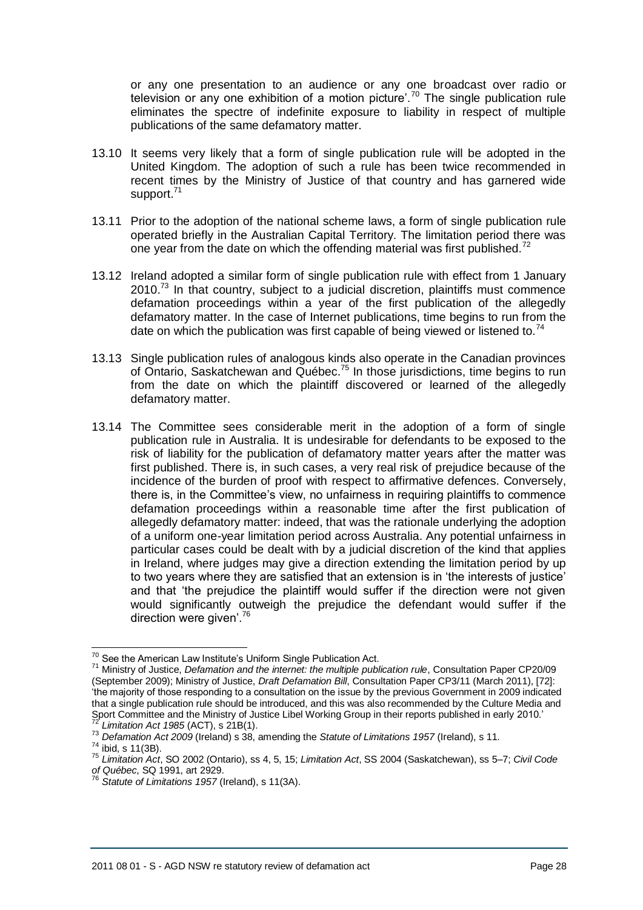or any one presentation to an audience or any one broadcast over radio or television or any one exhibition of a motion picture'.[70] The single publication rule eliminates the spectre of indefinite exposure to liability in respect of multiple publications of the same defamatory matter.

13.10 It seems very likely that a form of single publication rule will be adopted in the United Kingdom. The adoption of such a rule has been twice recommended in recent times by the Ministry of Justice of that country and has garnered wide support.[71]

13.11 Prior to the adoption of the national scheme laws, a form of single publication rule operated briefly in the Australian Capital Territory. The limitation period there was one year from the date on which the offending material was first published.[72]

13.12 Ireland adopted a similar form of single publication rule with effect from 1 January 2010.[73] In that country, subject to a judicial discretion, plaintiffs must commence defamation proceedings within a year of the first publication of the allegedly defamatory matter. In the case of Internet publications, time begins to run from the date on which the publication was first capable of being viewed or listened to.[74]

13.13 Single publication rules of analogous kinds also operate in the Canadian provinces of Ontario, Saskatchewan and Québec.[75] In those jurisdictions, time begins to run from the date on which the plaintiff discovered or learned of the allegedly defamatory matter.

13.14 The Committee sees considerable merit in the adoption of a form of single publication rule in Australia. It is undesirable for defendants to be exposed to the risk of liability for the publication of defamatory matter years after the matter was first published. There is, in such cases, a very real risk of prejudice because of the incidence of the burden of proof with respect to affirmative defences. Conversely, there is, in the Committee's view, no unfairness in requiring plaintiffs to commence defamation proceedings within a reasonable time after the first publication of allegedly defamatory matter: indeed, that was the rationale underlying the adoption of a uniform one-year limitation period across Australia. Any potential unfairness in particular cases could be dealt with by a judicial discretion of the kind that applies in Ireland, where judges may give a direction extending the limitation period by up to two years where they are satisfied that an extension is in 'the interests of justice' and that 'the prejudice the plaintiff would suffer if the direction were not given would significantly outweigh the prejudice the defendant would suffer if the direction were given'.[76]

---

[70] See the American Law Institute's Uniform Single Publication Act.

[71] Ministry of Justice, *Defamation and the internet: the multiple publication rule*, Consultation Paper CP20/09 (September 2009); Ministry of Justice, *Draft Defamation Bill*, Consultation Paper CP3/11 (March 2011), [72]: 'the majority of those responding to a consultation on the issue by the previous Government in 2009 indicated that a single publication rule should be introduced, and this was also recommended by the Culture Media and Sport Committee and the Ministry of Justice Libel Working Group in their reports published in early 2010.'

[72] *Limitation Act 1985* (ACT), s 21B(1).

[73] *Defamation Act 2009* (Ireland) s 38, amending the *Statute of Limitations 1957* (Ireland), s 11.

[74] ibid, s 11(3B).

[75] *Limitation Act*, SO 2002 (Ontario), ss 4, 5, 15; *Limitation Act*, SS 2004 (Saskatchewan), ss 5–7; *Civil Code of Québec*, SQ 1991, art 2929.

[76] *Statute of Limitations 1957* (Ireland), s 11(3A).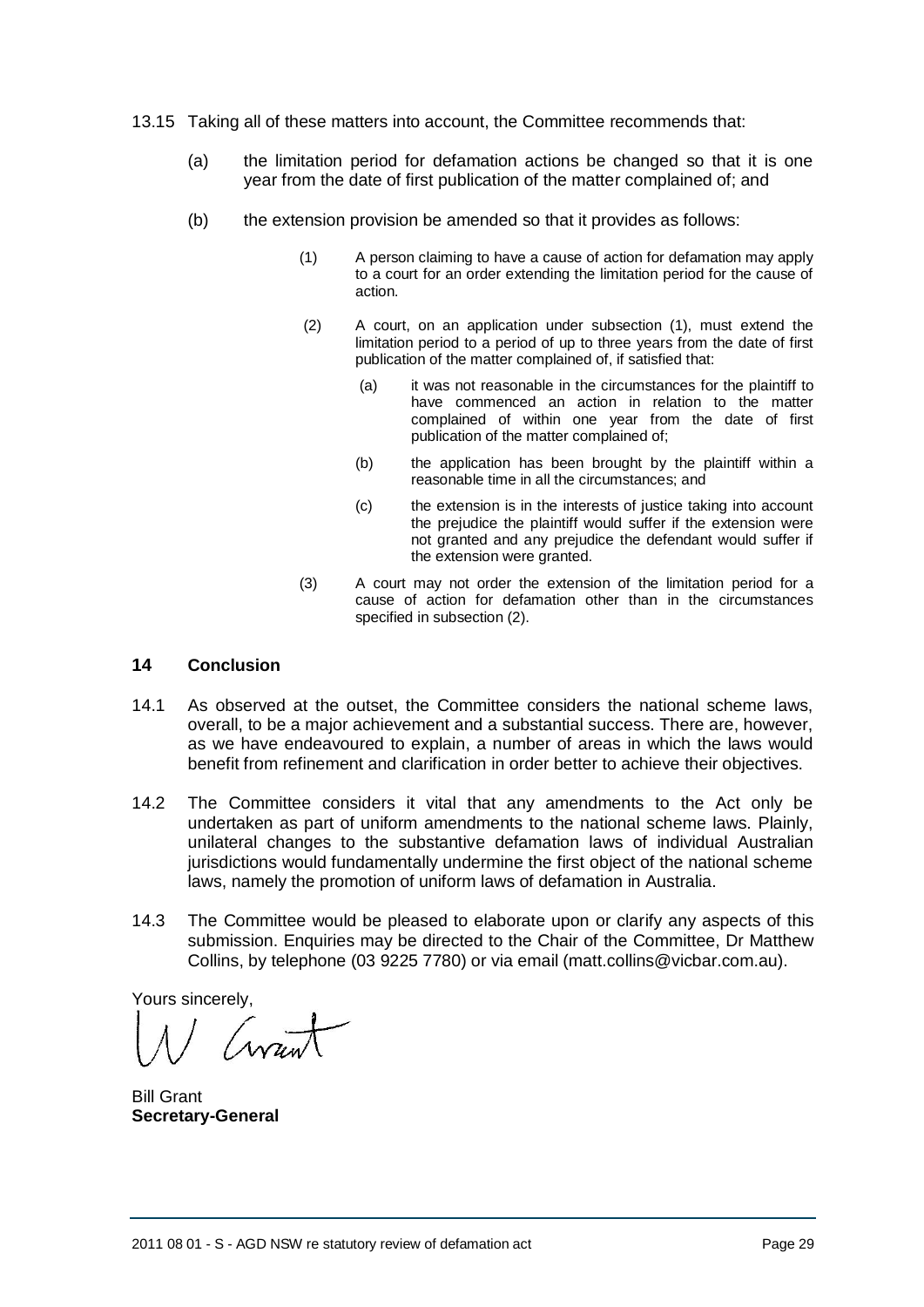13.15 Taking all of these matters into account, the Committee recommends that:

(a) the limitation period for defamation actions be changed so that it is one year from the date of first publication of the matter complained of; and

(b) the extension provision be amended so that it provides as follows:

> (1) A person claiming to have a cause of action for defamation may apply to a court for an order extending the limitation period for the cause of action.
>
> (2) A court, on an application under subsection (1), must extend the limitation period to a period of up to three years from the date of first publication of the matter complained of, if satisfied that:
>
> > (a) it was not reasonable in the circumstances for the plaintiff to have commenced an action in relation to the matter complained of within one year from the date of first publication of the matter complained of;
> >
> > (b) the application has been brought by the plaintiff within a reasonable time in all the circumstances; and
> >
> > (c) the extension is in the interests of justice taking into account the prejudice the plaintiff would suffer if the extension were not granted and any prejudice the defendant would suffer if the extension were granted.
>
> (3) A court may not order the extension of the limitation period for a cause of action for defamation other than in the circumstances specified in subsection (2).

## 14 Conclusion

14.1 As observed at the outset, the Committee considers the national scheme laws, overall, to be a major achievement and a substantial success. There are, however, as we have endeavoured to explain, a number of areas in which the laws would benefit from refinement and clarification in order better to achieve their objectives.

14.2 The Committee considers it vital that any amendments to the Act only be undertaken as part of uniform amendments to the national scheme laws. Plainly, unilateral changes to the substantive defamation laws of individual Australian jurisdictions would fundamentally undermine the first object of the national scheme laws, namely the promotion of uniform laws of defamation in Australia.

14.3 The Committee would be pleased to elaborate upon or clarify any aspects of this submission. Enquiries may be directed to the Chair of the Committee, Dr Matthew Collins, by telephone (03 9225 7780) or via email (matt.collins@vicbar.com.au).

Yours sincerely,

W Grant

Bill Grant
**Secretary-General**